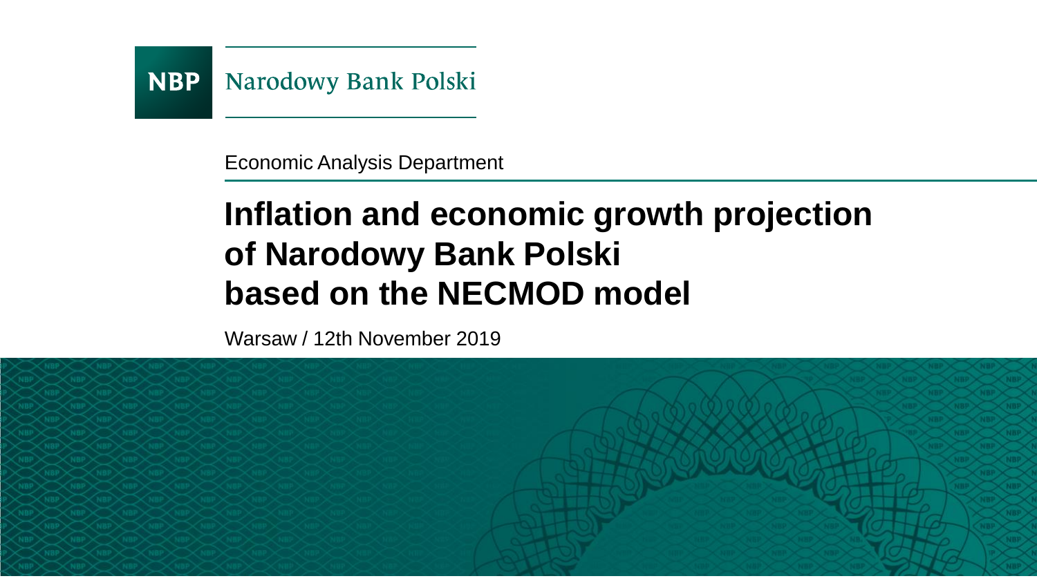**NBP** Narodowy Bank Polski

Economic Analysis Department

# Inflation and economic growth projection of Narodowy Bank Polski based on the NECMOD model

Warsaw / 12th November 2019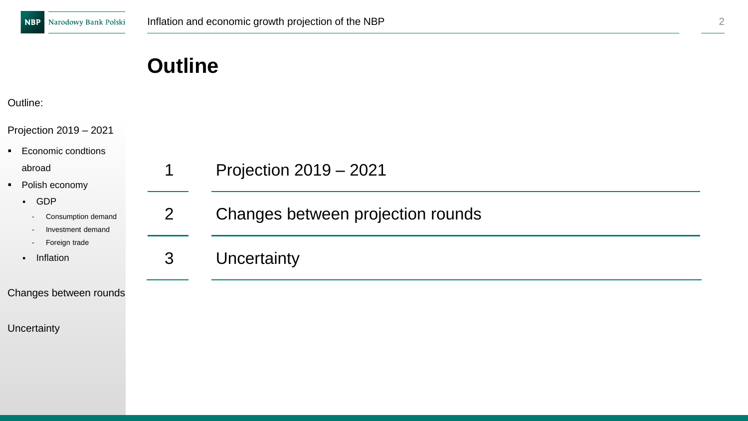# Outline

Outline:

Projection 2019 – 2021

- Economic condtions abroad
- Polish economy
  - GDP
    - Consumption demand
    - Investment demand
    - Foreign trade
  - Inflation

Changes between rounds

Uncertainty

| | |
|---|---|
| 1 | Projection 2019 – 2021 |
| 2 | Changes between projection rounds |
| 3 | Uncertainty |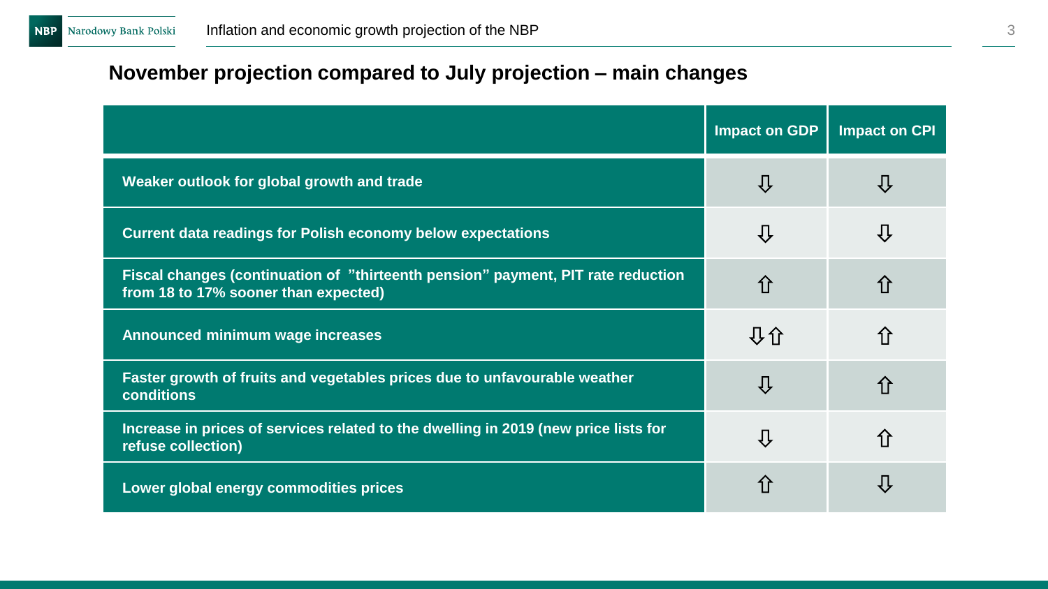## November projection compared to July projection – main changes

| | Impact on GDP | Impact on CPI |
|---|---|---|
| **Weaker outlook for global growth and trade** | ⇩ | ⇩ |
| **Current data readings for Polish economy below expectations** | ⇩ | ⇩ |
| **Fiscal changes (continuation of ”thirteenth pension” payment, PIT rate reduction from 18 to 17% sooner than expected)** | ⇧ | ⇧ |
| **Announced minimum wage increases** | ⇩⇧ | ⇧ |
| **Faster growth of fruits and vegetables prices due to unfavourable weather conditions** | ⇩ | ⇧ |
| **Increase in prices of services related to the dwelling in 2019 (new price lists for refuse collection)** | ⇩ | ⇧ |
| **Lower global energy commodities prices** | ⇧ | ⇩ |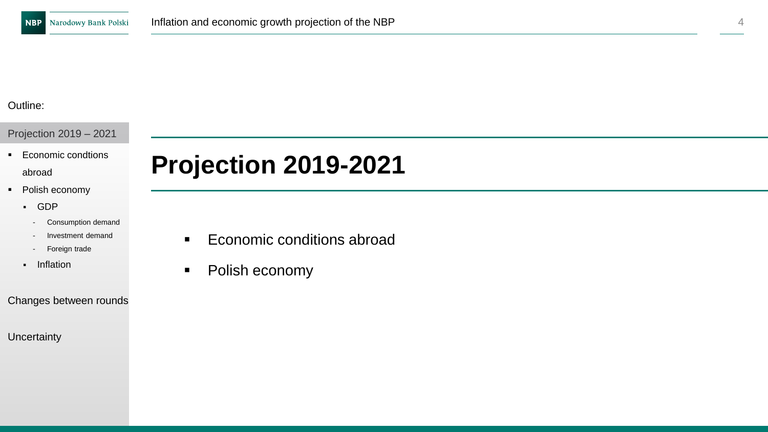Outline:

Projection 2019 – 2021

- Economic condtions abroad
- Polish economy
  - GDP
    - Consumption demand
    - Investment demand
    - Foreign trade
  - Inflation

Changes between rounds

Uncertainty

# Projection 2019-2021

- Economic conditions abroad
- Polish economy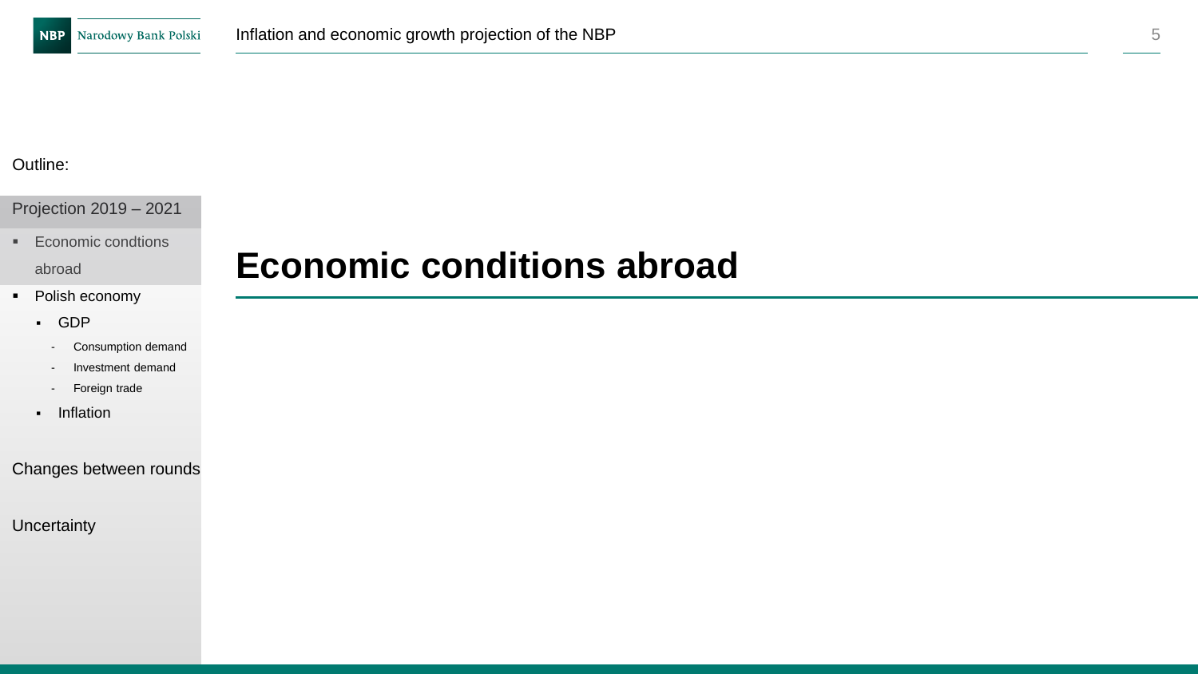Outline:

Projection 2019 – 2021

- Economic condtions abroad
- Polish economy
  - GDP
    - Consumption demand
    - Investment demand
    - Foreign trade
  - Inflation

Changes between rounds

Uncertainty

# Economic conditions abroad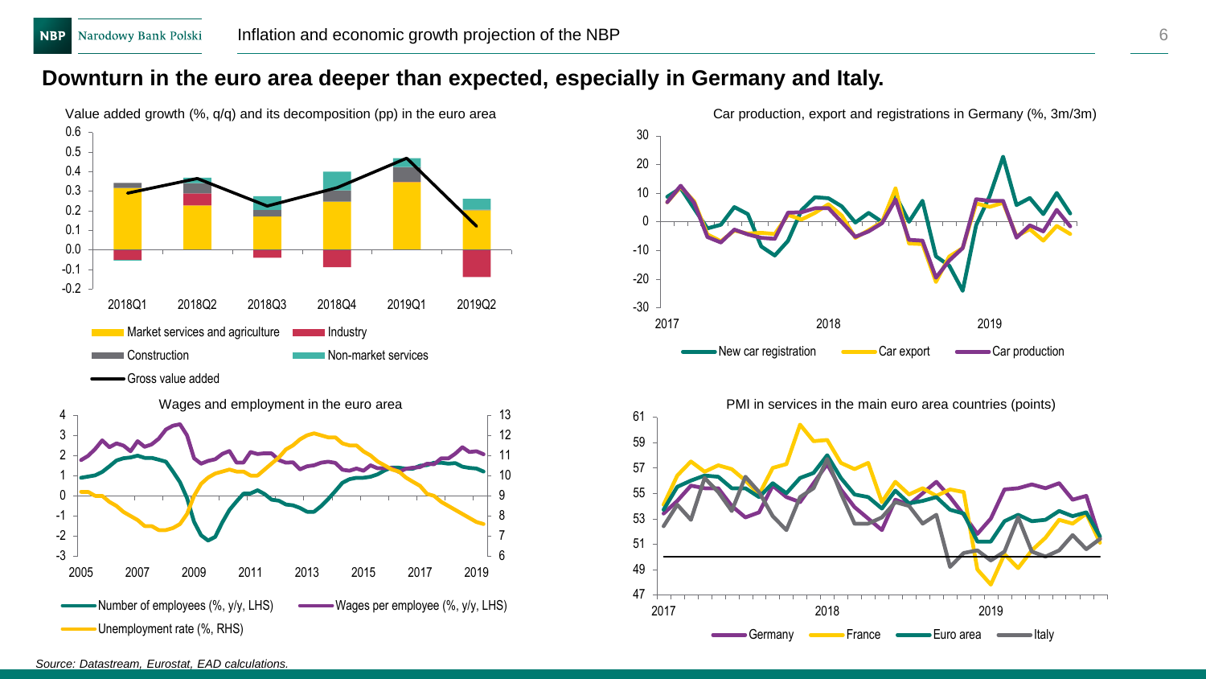## Downturn in the euro area deeper than expected, especially in Germany and Italy.

Value added growth (%, q/q) and its decomposition (pp) in the euro area

Car production, export and registrations in Germany (%, 3m/3m)

Wages and employment in the euro area

PMI in services in the main euro area countries (points)

*Source: Datastream, Eurostat, EAD calculations.*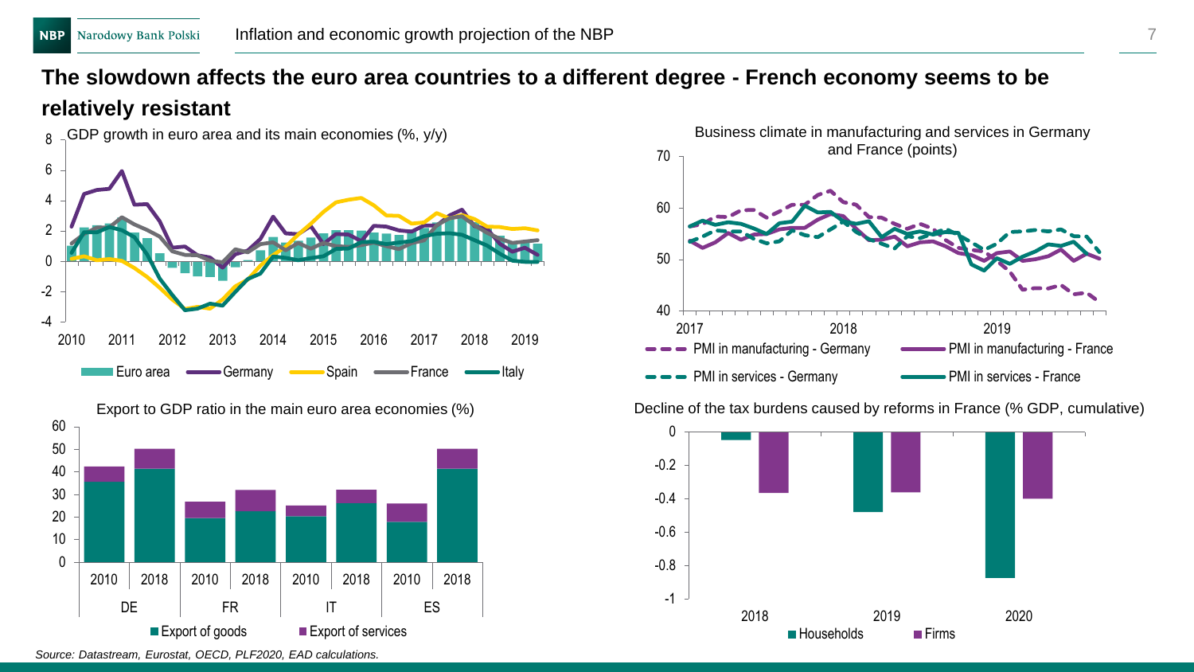# The slowdown affects the euro area countries to a different degree - French economy seems to be relatively resistant

GDP growth in euro area and its main economies (%, y/y)

Business climate in manufacturing and services in Germany and France (points)

Export to GDP ratio in the main euro area economies (%)

Decline of the tax burdens caused by reforms in France (% GDP, cumulative)

*Source: Datastream, Eurostat, OECD, PLF2020, EAD calculations.*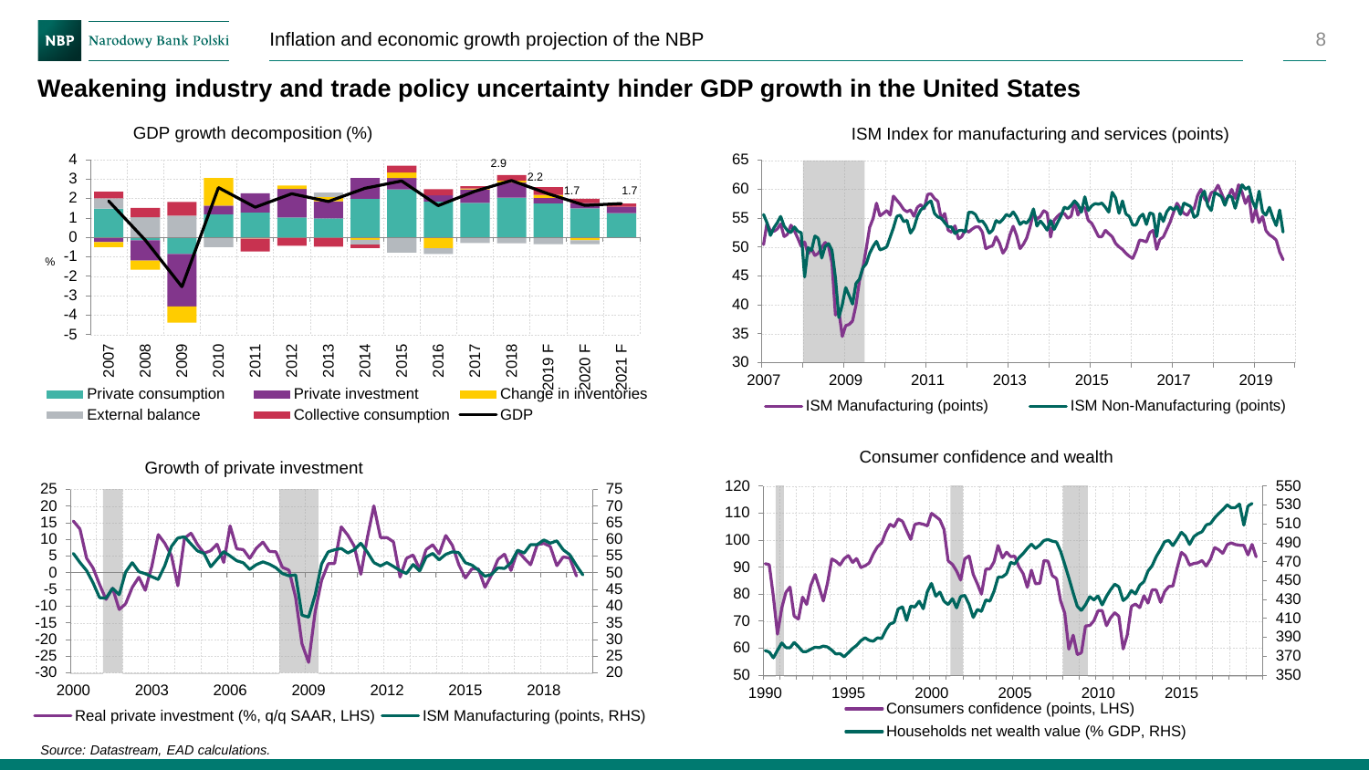# Weakening industry and trade policy uncertainty hinder GDP growth in the United States

GDP growth decomposition (%)

ISM Index for manufacturing and services (points)

Growth of private investment

Consumer confidence and wealth

*Source: Datastream, EAD calculations.*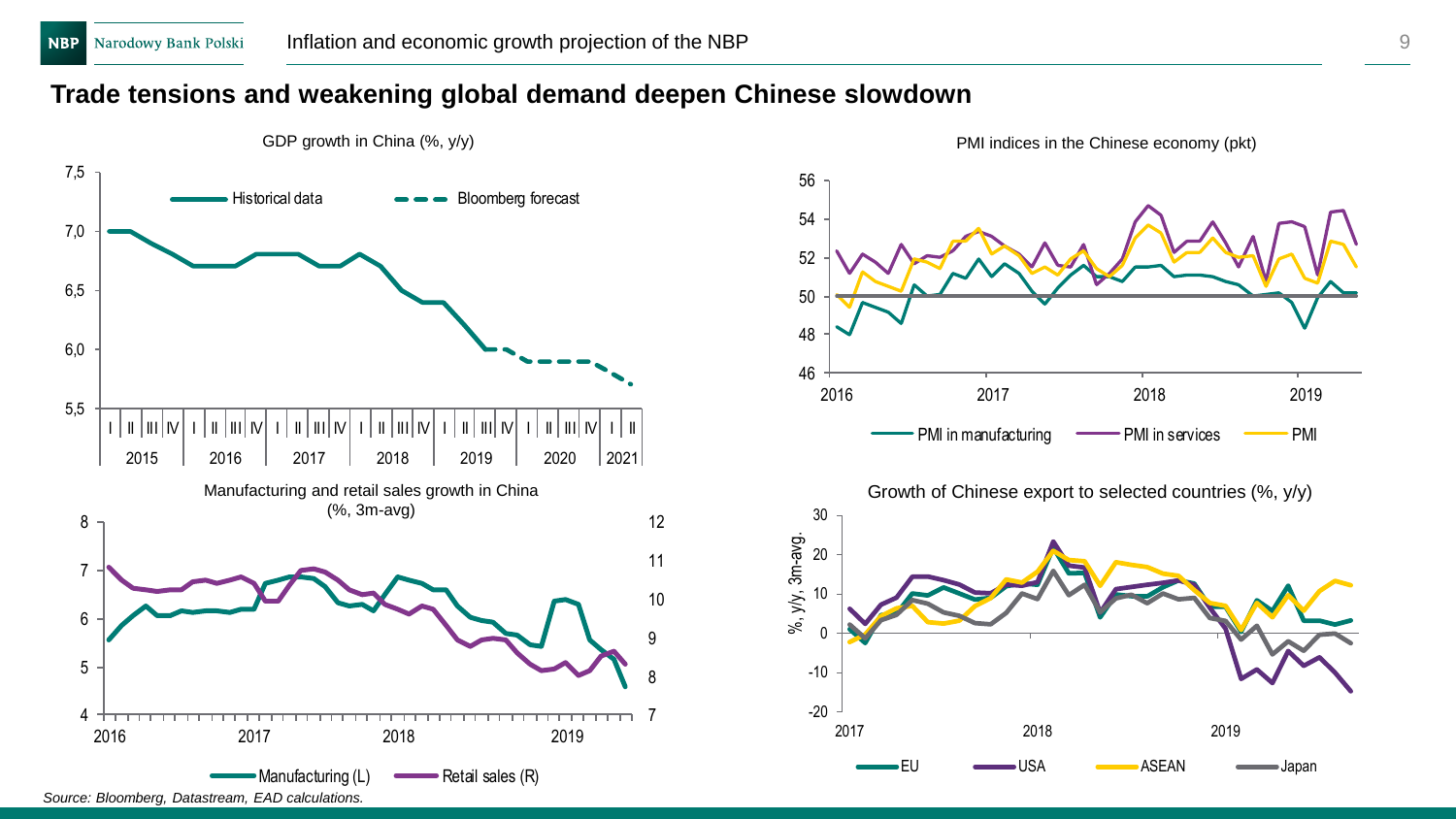## Trade tensions and weakening global demand deepen Chinese slowdown

GDP growth in China (%, y/y)

PMI indices in the Chinese economy (pkt)

Manufacturing and retail sales growth in China (%, 3m-avg)

Growth of Chinese export to selected countries (%, y/y)

*Source: Bloomberg, Datastream, EAD calculations.*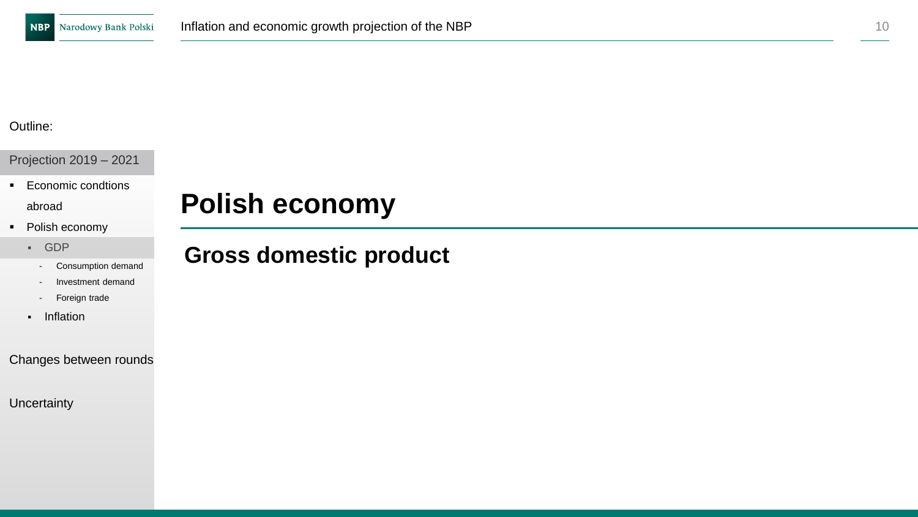Outline:

Projection 2019 – 2021

- Economic condtions abroad
- Polish economy
  - GDP
    - Consumption demand
    - Investment demand
    - Foreign trade
  - Inflation

Changes between rounds

Uncertainty

# Polish economy

## Gross domestic product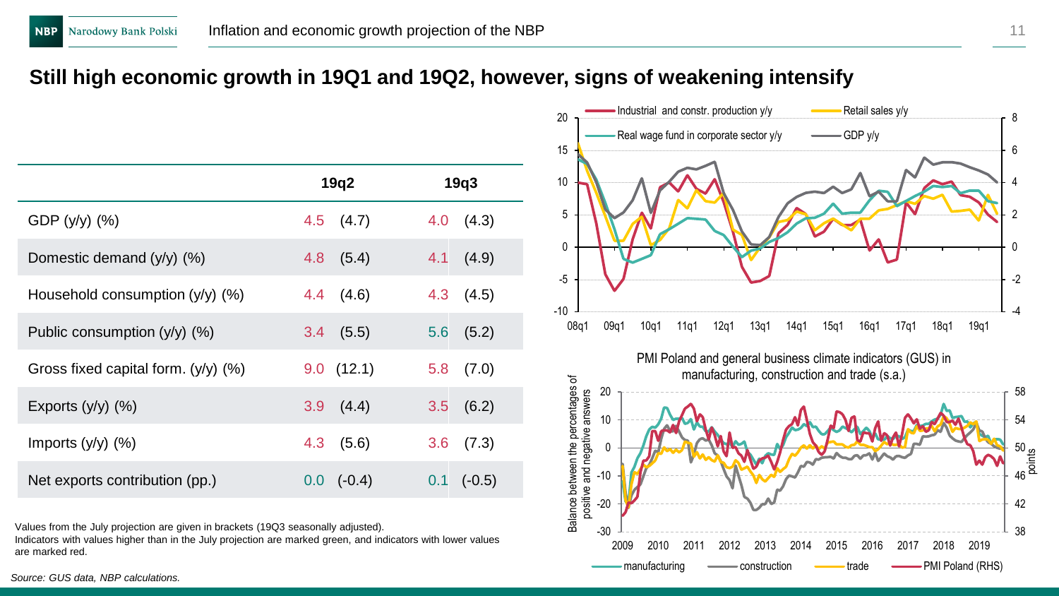## Still high economic growth in 19Q1 and 19Q2, however, signs of weakening intensify

| | 19q2 | 19q3 |
|---|---|---|
| GDP (y/y) (%) | 4.5 (4.7) | 4.0 (4.3) |
| Domestic demand (y/y) (%) | 4.8 (5.4) | 4.1 (4.9) |
| Household consumption (y/y) (%) | 4.4 (4.6) | 4.3 (4.5) |
| Public consumption (y/y) (%) | 3.4 (5.5) | 5.6 (5.2) |
| Gross fixed capital form. (y/y) (%) | 9.0 (12.1) | 5.8 (7.0) |
| Exports (y/y) (%) | 3.9 (4.4) | 3.5 (6.2) |
| Imports (y/y) (%) | 4.3 (5.6) | 3.6 (7.3) |
| Net exports contribution (pp.) | 0.0 (-0.4) | 0.1 (-0.5) |

Values from the July projection are given in brackets (19Q3 seasonally adjusted).
Indicators with values higher than in the July projection are marked green, and indicators with lower values are marked red.

PMI Poland and general business climate indicators (GUS) in manufacturing, construction and trade (s.a.)

*Source: GUS data, NBP calculations.*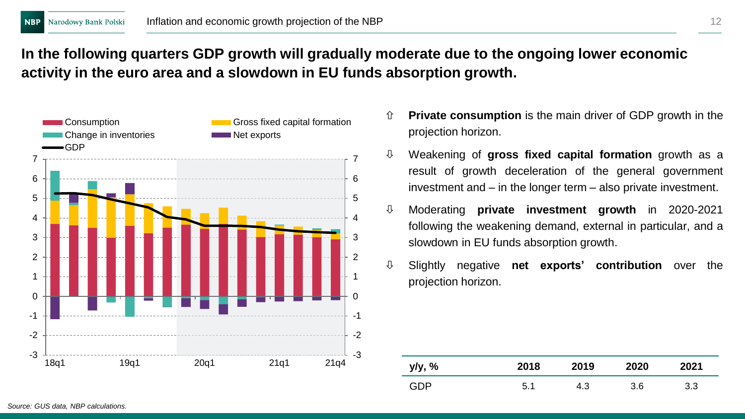## In the following quarters GDP growth will gradually moderate due to the ongoing lower economic activity in the euro area and a slowdown in EU funds absorption growth.

- ⇧ **Private consumption** is the main driver of GDP growth in the projection horizon.
- ⇩ Weakening of **gross fixed capital formation** growth as a result of growth deceleration of the general government investment and – in the longer term – also private investment.
- ⇩ Moderating **private investment growth** in 2020-2021 following the weakening demand, external in particular, and a slowdown in EU funds absorption growth.
- ⇩ Slightly negative **net exports' contribution** over the projection horizon.

| y/y, % | 2018 | 2019 | 2020 | 2021 |
|---|---|---|---|---|
| GDP | 5.1 | 4.3 | 3.6 | 3.3 |

*Source: GUS data, NBP calculations.*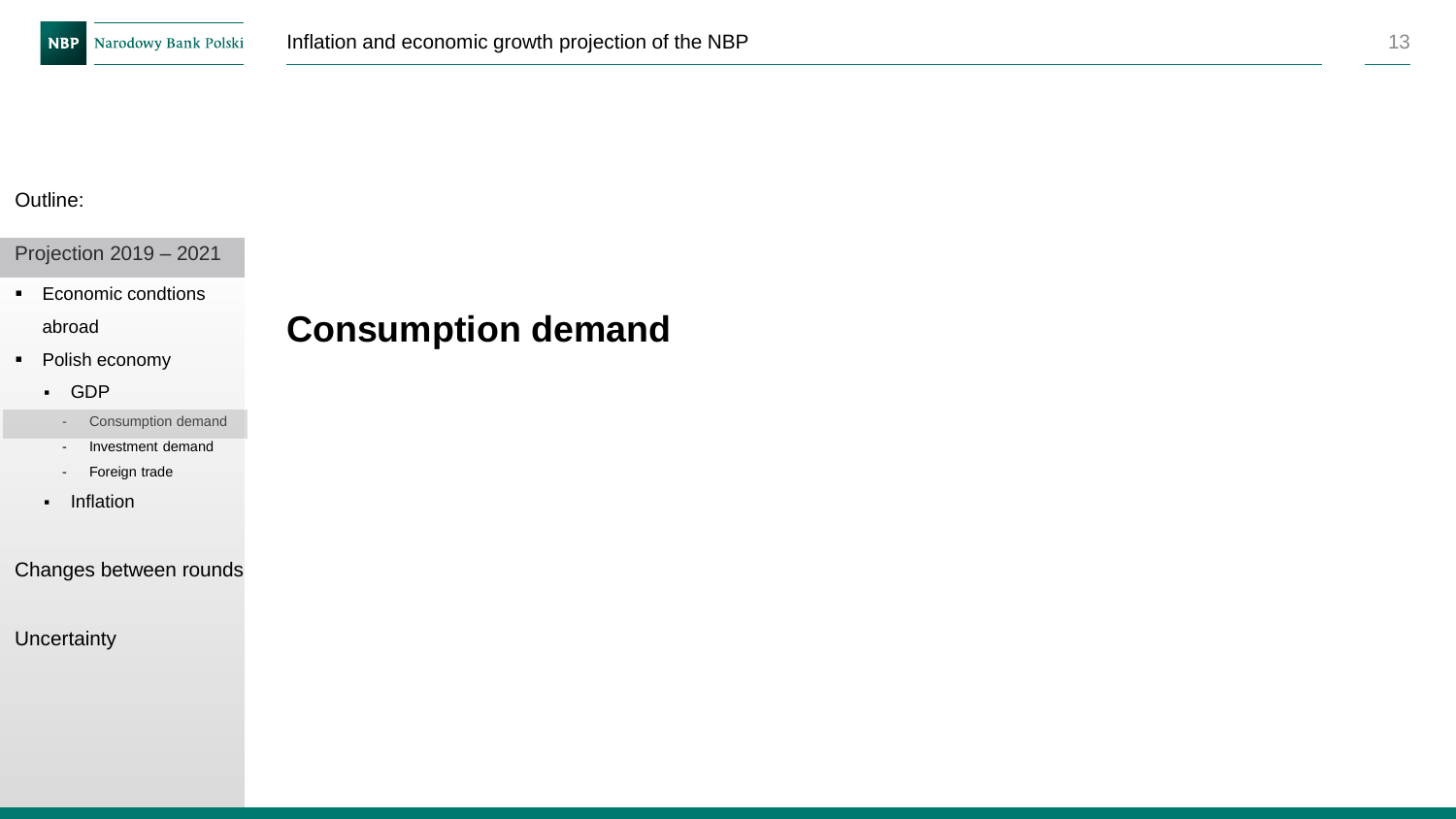Outline:

Projection 2019 – 2021

- Economic condtions abroad
- Polish economy
  - GDP
    - Consumption demand
    - Investment demand
    - Foreign trade
  - Inflation

Changes between rounds

Uncertainty

# Consumption demand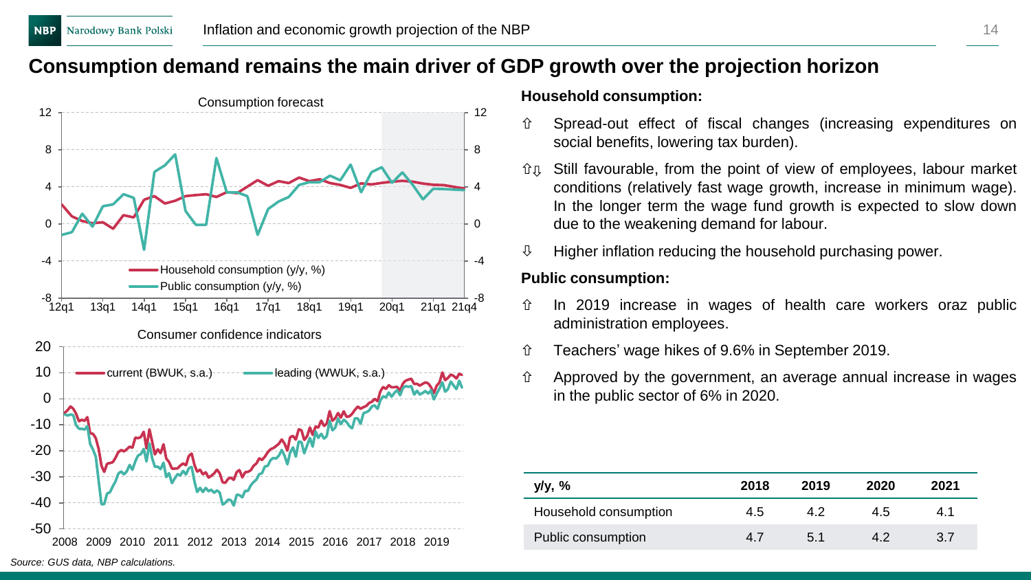## Consumption demand remains the main driver of GDP growth over the projection horizon

Consumption forecast

Consumer confidence indicators

*Source: GUS data, NBP calculations.*

**Household consumption:**

- ⇧ Spread-out effect of fiscal changes (increasing expenditures on social benefits, lowering tax burden).
- ⇧⇩ Still favourable, from the point of view of employees, labour market conditions (relatively fast wage growth, increase in minimum wage). In the longer term the wage fund growth is expected to slow down due to the weakening demand for labour.
- ⇩ Higher inflation reducing the household purchasing power.

**Public consumption:**

- ⇧ In 2019 increase in wages of health care workers oraz public administration employees.
- ⇧ Teachers' wage hikes of 9.6% in September 2019.
- ⇧ Approved by the government, an average annual increase in wages in the public sector of 6% in 2020.

| y/y, % | 2018 | 2019 | 2020 | 2021 |
|---|---|---|---|---|
| Household consumption | 4.5 | 4.2 | 4.5 | 4.1 |
| Public consumption | 4.7 | 5.1 | 4.2 | 3.7 |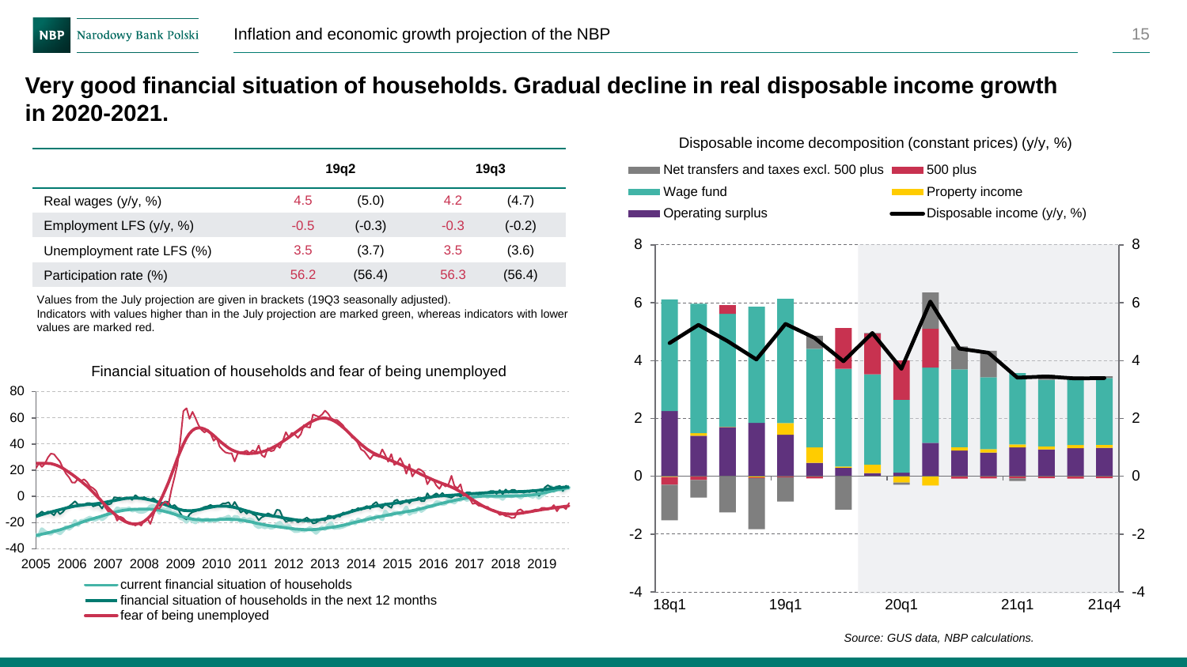## Very good financial situation of households. Gradual decline in real disposable income growth in 2020-2021.

| | 19q2 | | 19q3 | |
|---|---|---|---|---|
| Real wages (y/y, %) | 4.5 | (5.0) | 4.2 | (4.7) |
| Employment LFS (y/y, %) | -0.5 | (-0.3) | -0.3 | (-0.2) |
| Unemployment rate LFS (%) | 3.5 | (3.7) | 3.5 | (3.6) |
| Participation rate (%) | 56.2 | (56.4) | 56.3 | (56.4) |

Values from the July projection are given in brackets (19Q3 seasonally adjusted).
Indicators with values higher than in the July projection are marked green, whereas indicators with lower values are marked red.

Financial situation of households and fear of being unemployed

Legend: current financial situation of households; financial situation of households in the next 12 months; fear of being unemployed

Disposable income decomposition (constant prices) (y/y, %)

Legend: Net transfers and taxes excl. 500 plus; 500 plus; Wage fund; Property income; Operating surplus; Disposable income (y/y, %)

*Source: GUS data, NBP calculations.*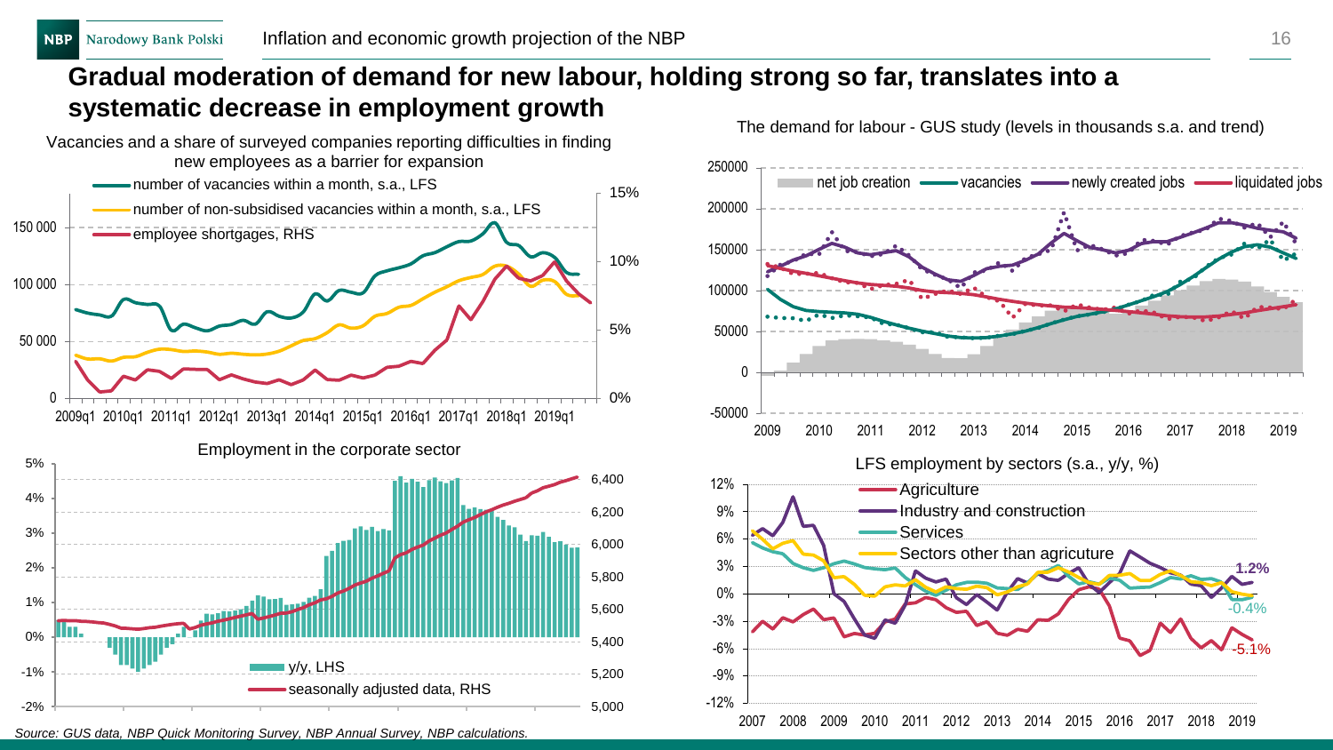## Gradual moderation of demand for new labour, holding strong so far, translates into a systematic decrease in employment growth

Vacancies and a share of surveyed companies reporting difficulties in finding new employees as a barrier for expansion

- number of vacancies within a month, s.a., LFS
- number of non-subsidised vacancies within a month, s.a., LFS
- employee shortgages, RHS

Employment in the corporate sector

- y/y, LHS
- seasonally adjusted data, RHS

The demand for labour - GUS study (levels in thousands s.a. and trend)

- net job creation
- vacancies
- newly created jobs
- liquidated jobs

LFS employment by sectors (s.a., y/y, %)

- Agriculture
- Industry and construction
- Services
- Sectors other than agricuture

*Source: GUS data, NBP Quick Monitoring Survey, NBP Annual Survey, NBP calculations.*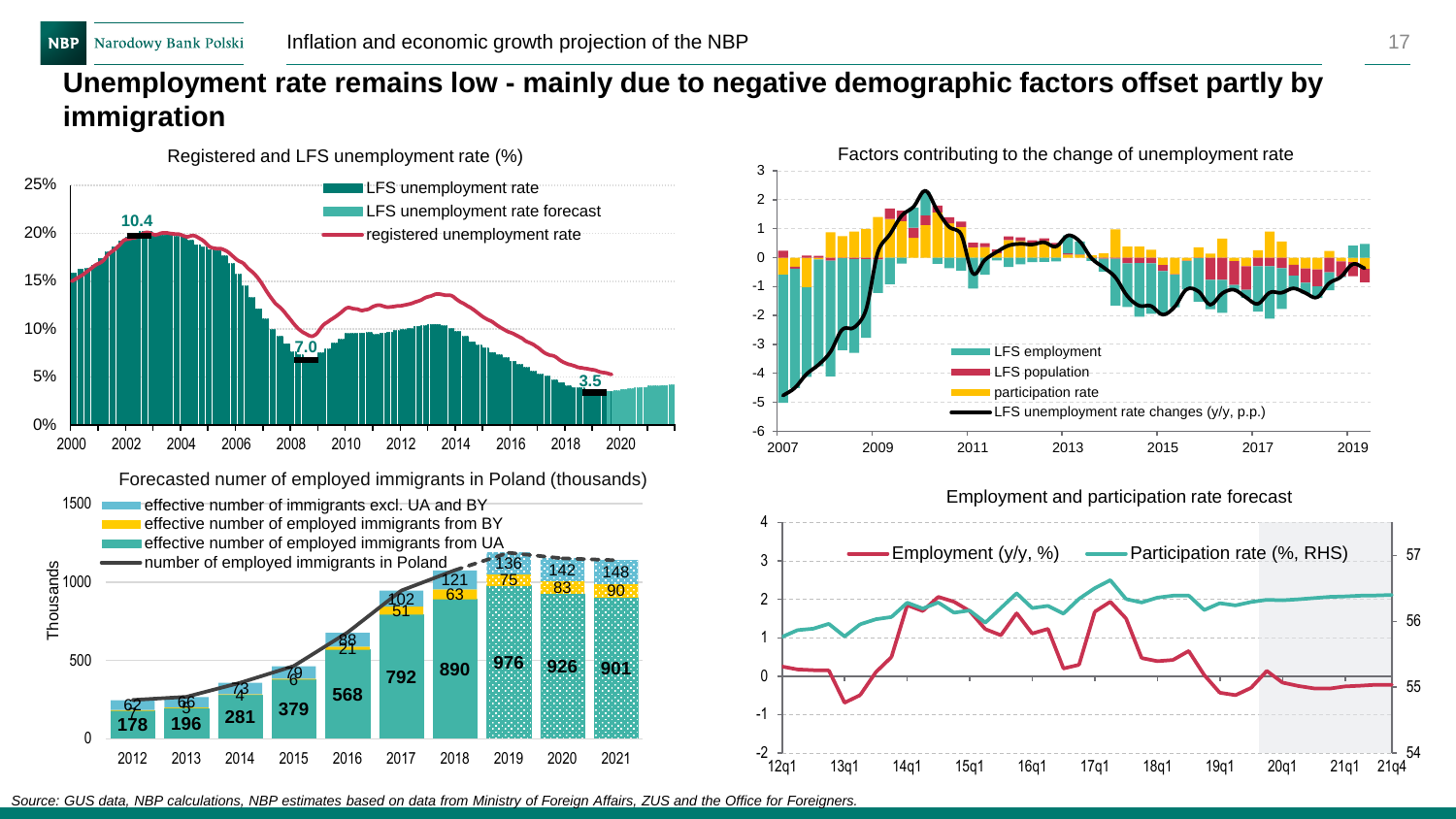# Unemployment rate remains low - mainly due to negative demographic factors offset partly by immigration

Registered and LFS unemployment rate (%)

- LFS unemployment rate
- LFS unemployment rate forecast
- registered unemployment rate

Factors contributing to the change of unemployment rate

- LFS employment
- LFS population
- participation rate
- LFS unemployment rate changes (y/y, p.p.)

Forecasted numer of employed immigrants in Poland (thousands)

- effective number of immigrants excl. UA and BY
- effective number of employed immigrants from BY
- effective number of employed immigrants from UA
- number of employed immigrants in Poland

| | 2012 | 2013 | 2014 | 2015 | 2016 | 2017 | 2018 | 2019 | 2020 | 2021 |
|---|---|---|---|---|---|---|---|---|---|---|
| effective number of employed immigrants from UA | 178 | 196 | 281 | 379 | 568 | 792 | 890 | 976 | 926 | 901 |
| effective number of employed immigrants from BY | 7 | 5 | 4 | 6 | 21 | 51 | 63 | 75 | 83 | 90 |
| effective number of immigrants excl. UA and BY | 62 | 66 | 73 | 79 | 88 | 102 | 121 | 136 | 142 | 148 |

Employment and participation rate forecast

- Employment (y/y, %)
- Participation rate (%, RHS)

*Source: GUS data, NBP calculations, NBP estimates based on data from Ministry of Foreign Affairs, ZUS and the Office for Foreigners.*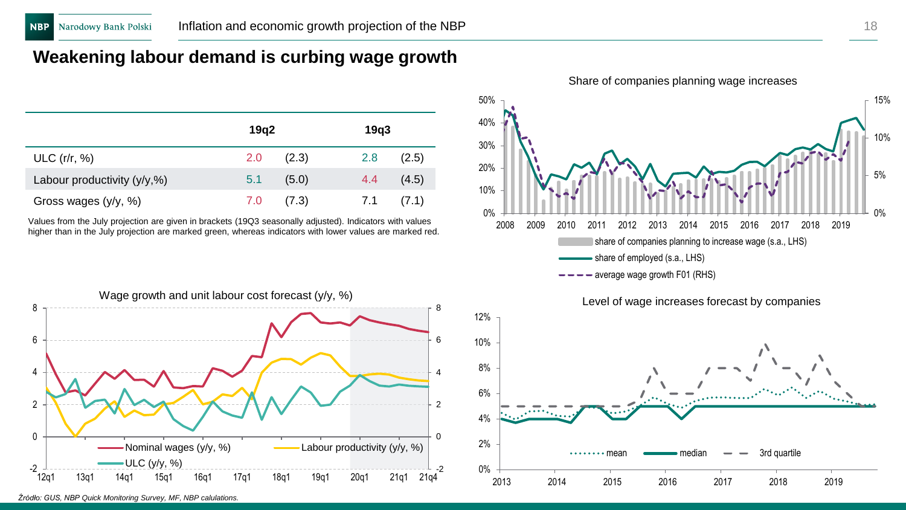## Weakening labour demand is curbing wage growth

| | 19q2 | | 19q3 | |
|---|---|---|---|---|
| ULC (r/r, %) | 2.0 | (2.3) | 2.8 | (2.5) |
| Labour productivity (y/y,%) | 5.1 | (5.0) | 4.4 | (4.5) |
| Gross wages (y/y, %) | 7.0 | (7.3) | 7.1 | (7.1) |

Values from the July projection are given in brackets (19Q3 seasonally adjusted). Indicators with values higher than in the July projection are marked green, whereas indicators with lower values are marked red.

Share of companies planning wage increases

Wage growth and unit labour cost forecast (y/y, %)

Level of wage increases forecast by companies

*Źródło: GUS, NBP Quick Monitoring Survey, MF, NBP calulations.*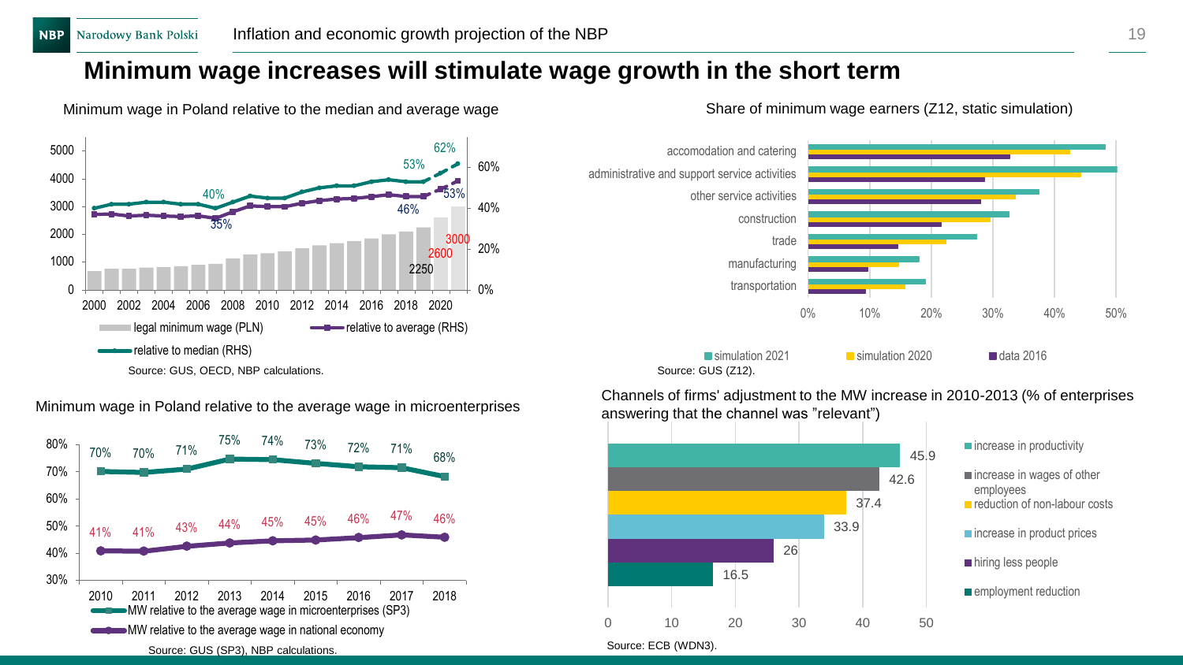# Minimum wage increases will stimulate wage growth in the short term

Minimum wage in Poland relative to the median and average wage

Legend: legal minimum wage (PLN); relative to average (RHS); relative to median (RHS)

Labels: 40%, 53%, 62%, 35%, 46%, 53%, 2250, 2600, 3000

Source: GUS, OECD, NBP calculations.

Share of minimum wage earners (Z12, static simulation)

Categories: accomodation and catering; administrative and support service activities; other service activities; construction; trade; manufacturing; transportation

Legend: simulation 2021; simulation 2020; data 2016

Source: GUS (Z12).

Minimum wage in Poland relative to the average wage in microenterprises

| | 2010 | 2011 | 2012 | 2013 | 2014 | 2015 | 2016 | 2017 | 2018 |
|---|---|---|---|---|---|---|---|---|---|
| MW relative to the average wage in microenterprises (SP3) | 70% | 70% | 71% | 75% | 74% | 73% | 72% | 71% | 68% |
| MW relative to the average wage in national economy | 41% | 41% | 43% | 44% | 45% | 45% | 46% | 47% | 46% |

Source: GUS (SP3), NBP calculations.

Channels of firms' adjustment to the MW increase in 2010-2013 (% of enterprises answering that the channel was "relevant")

| Channel | % |
|---|---|
| increase in productivity | 45.9 |
| increase in wages of other employees | 42.6 |
| reduction of non-labour costs | 37.4 |
| increase in product prices | 33.9 |
| hiring less people | 26 |
| employment reduction | 16.5 |

Source: ECB (WDN3).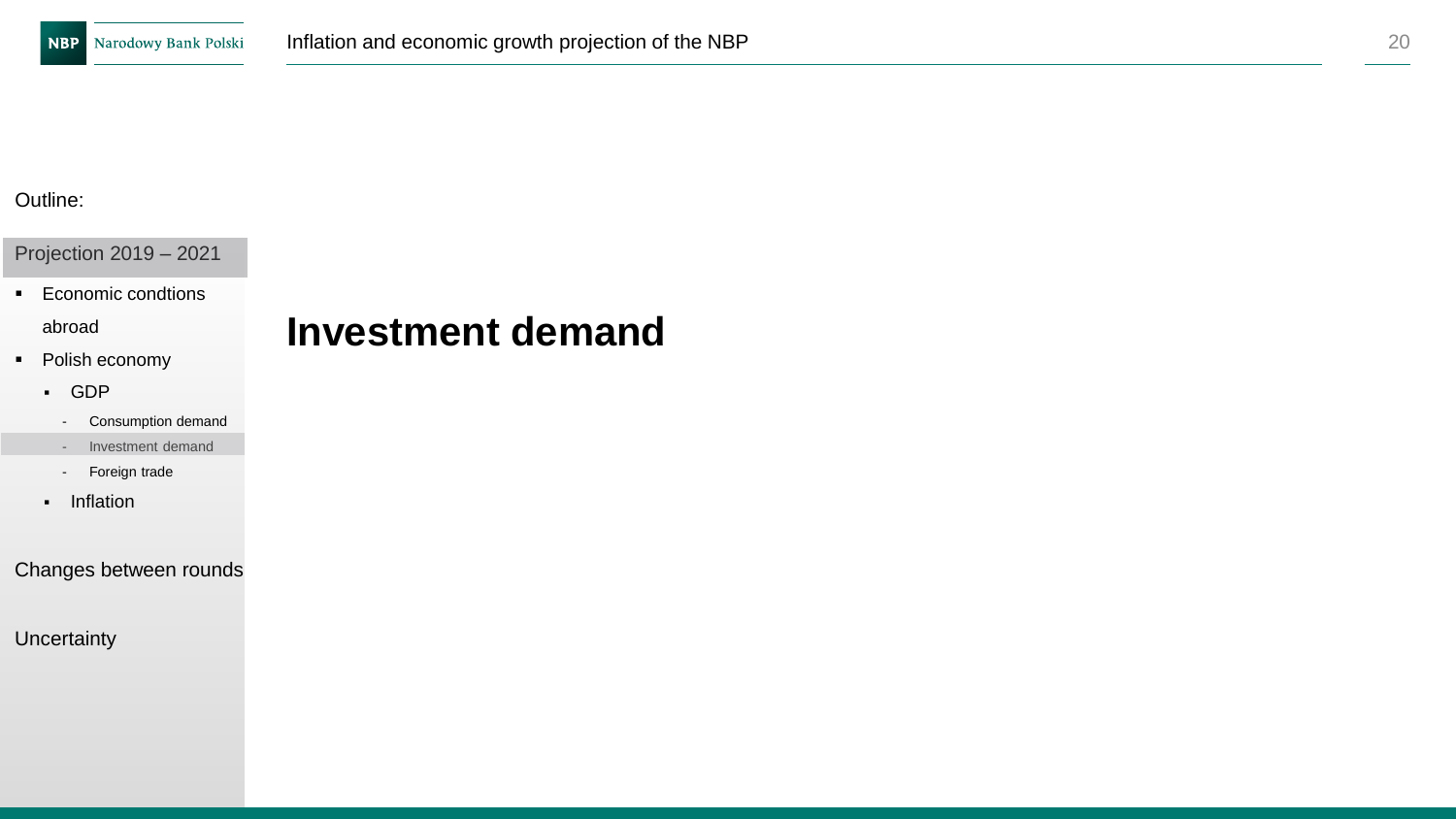Outline:

Projection 2019 – 2021

- Economic condtions abroad
- Polish economy
  - GDP
    - Consumption demand
    - Investment demand
    - Foreign trade
  - Inflation

Changes between rounds

Uncertainty

# Investment demand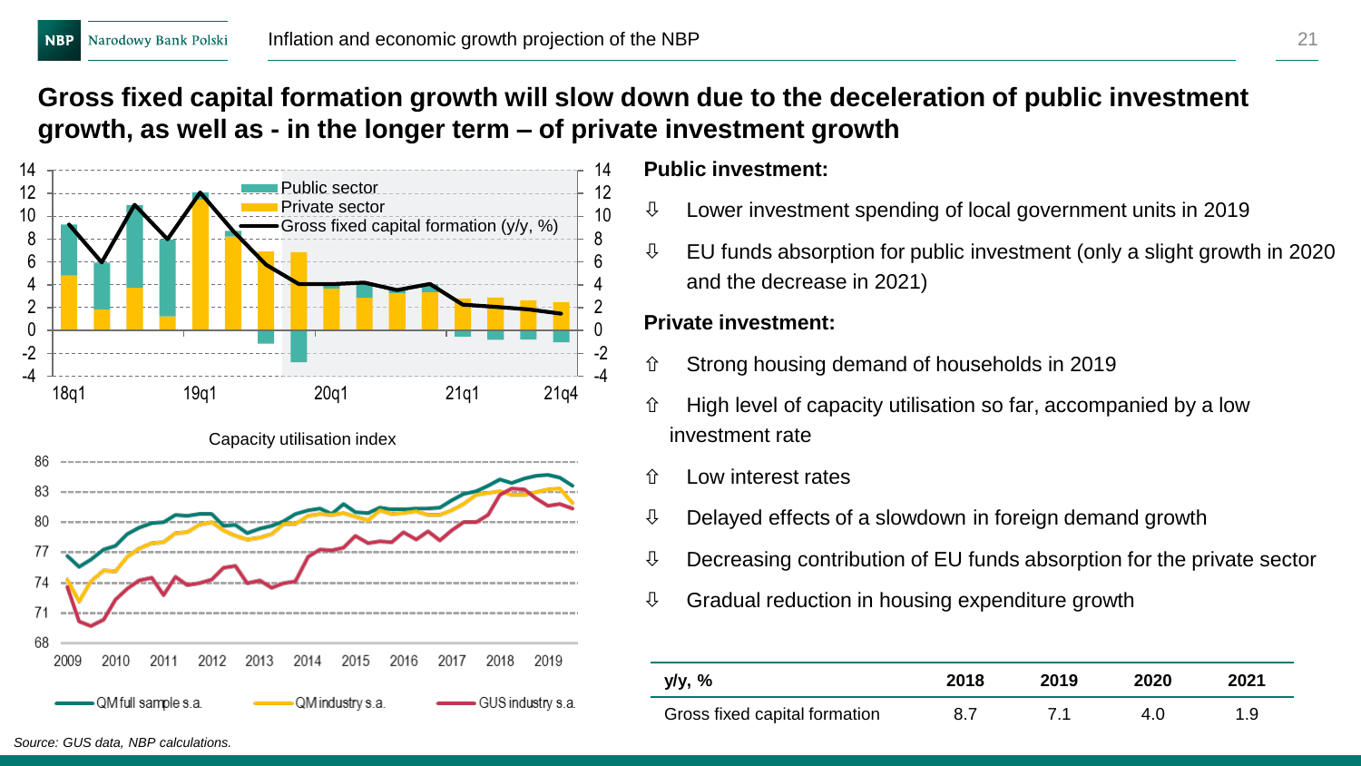# Gross fixed capital formation growth will slow down due to the deceleration of public investment growth, as well as - in the longer term – of private investment growth

Public sector
Private sector
Gross fixed capital formation (y/y, %)

Capacity utilisation index

QM full sample s.a. QM industry s.a. GUS industry s.a.

**Public investment:**

- ⇩ Lower investment spending of local government units in 2019
- ⇩ EU funds absorption for public investment (only a slight growth in 2020 and the decrease in 2021)

**Private investment:**

- ⇧ Strong housing demand of households in 2019
- ⇧ High level of capacity utilisation so far, accompanied by a low investment rate
- ⇧ Low interest rates
- ⇩ Delayed effects of a slowdown in foreign demand growth
- ⇩ Decreasing contribution of EU funds absorption for the private sector
- ⇩ Gradual reduction in housing expenditure growth

| y/y, % | 2018 | 2019 | 2020 | 2021 |
| --- | --- | --- | --- | --- |
| Gross fixed capital formation | 8.7 | 7.1 | 4.0 | 1.9 |

*Source: GUS data, NBP calculations.*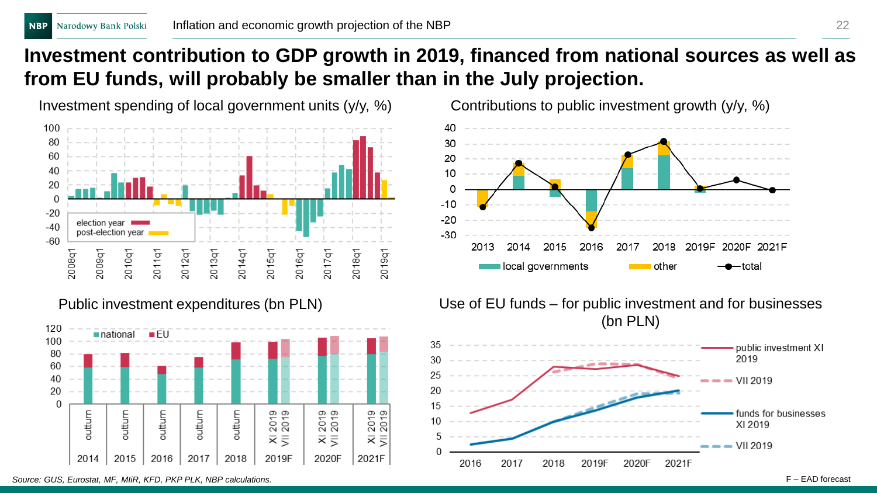# Investment contribution to GDP growth in 2019, financed from national sources as well as from EU funds, will probably be smaller than in the July projection.

Investment spending of local government units (y/y, %)

Contributions to public investment growth (y/y, %)

Public investment expenditures (bn PLN)

Use of EU funds – for public investment and for businesses (bn PLN)

*Source: GUS, Eurostat, MF, MIiR, KFD, PKP PLK, NBP calculations.*

F – EAD forecast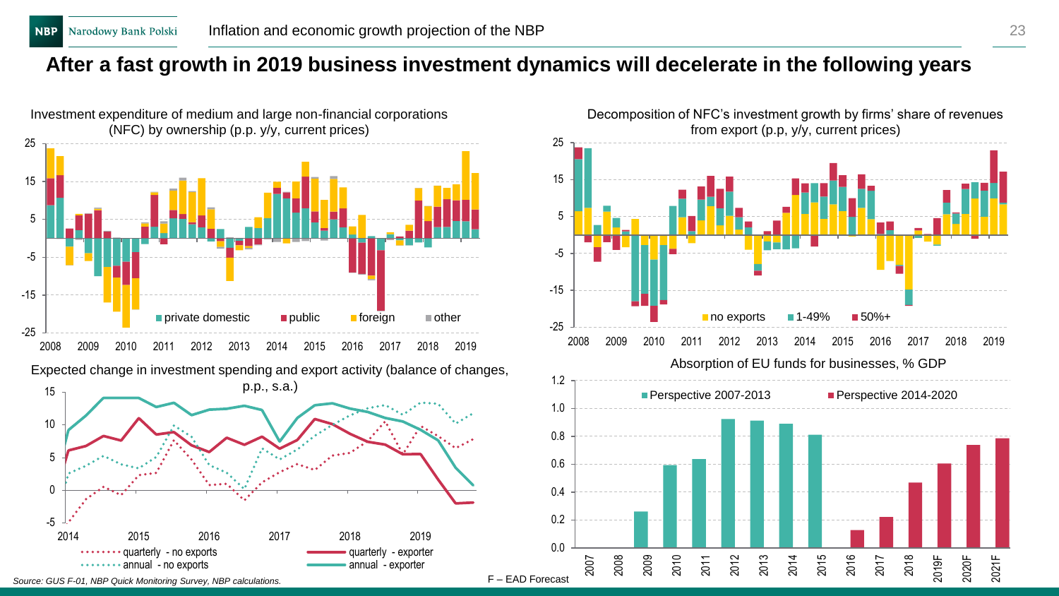# After a fast growth in 2019 business investment dynamics will decelerate in the following years

Investment expenditure of medium and large non-financial corporations (NFC) by ownership (p.p. y/y, current prices)

Decomposition of NFC's investment growth by firms' share of revenues from export (p.p, y/y, current prices)

Expected change in investment spending and export activity (balance of changes, p.p., s.a.)

Absorption of EU funds for businesses, % GDP

*Source: GUS F-01, NBP Quick Monitoring Survey, NBP calculations.*

F – EAD Forecast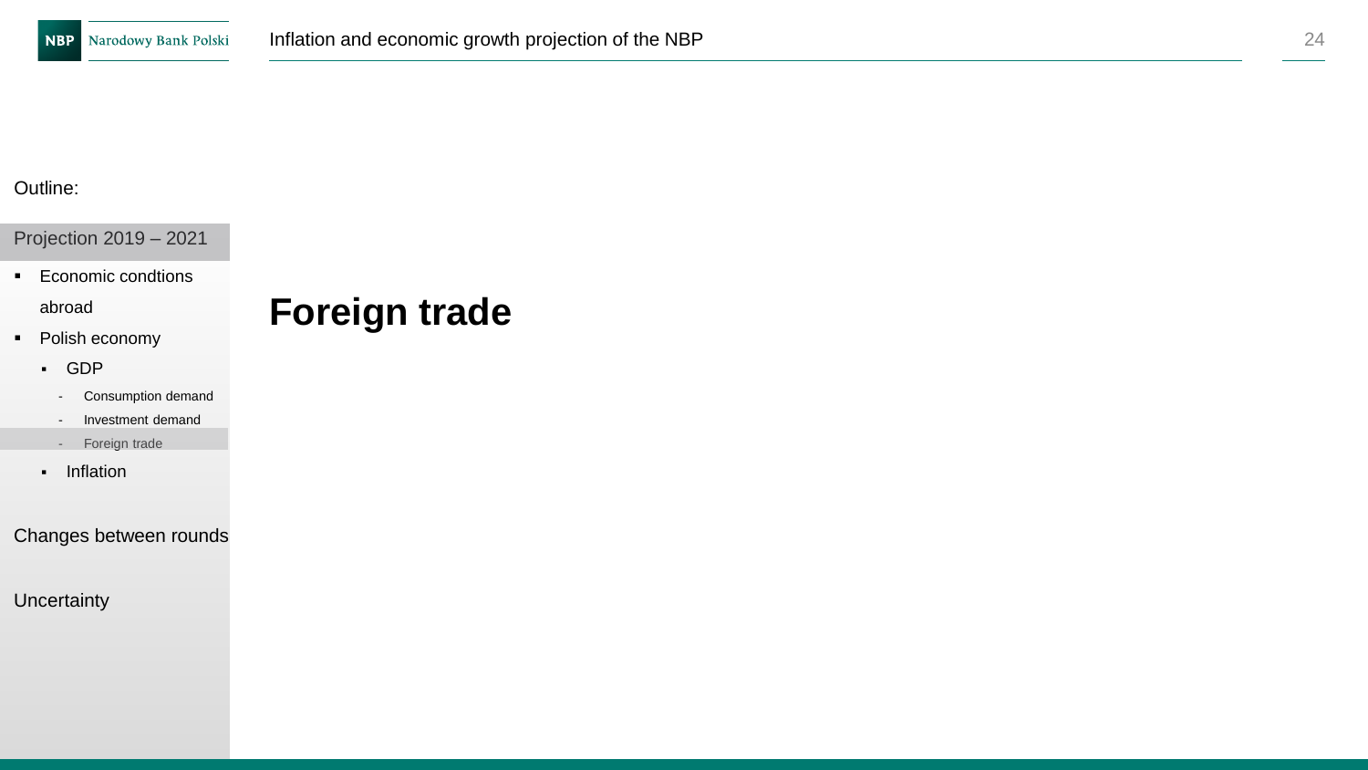Outline:

Projection 2019 – 2021

- Economic condtions abroad
- Polish economy
  - GDP
    - Consumption demand
    - Investment demand
    - Foreign trade
  - Inflation

Changes between rounds

Uncertainty

# Foreign trade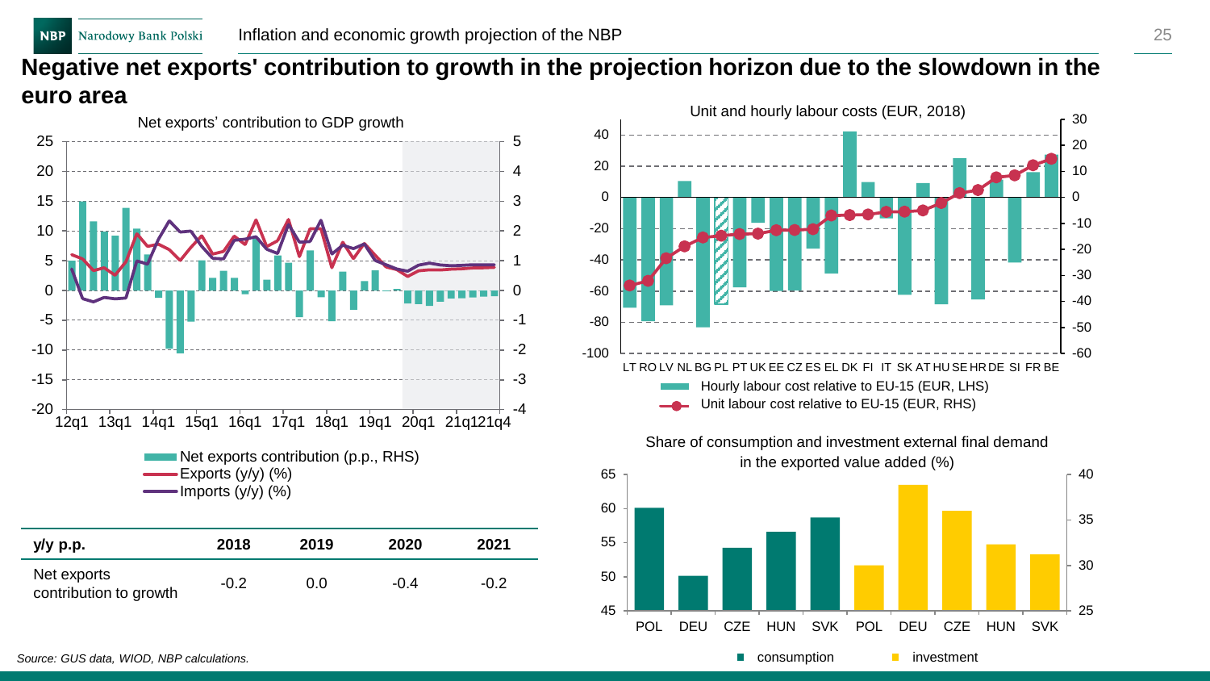# Negative net exports' contribution to growth in the projection horizon due to the slowdown in the euro area

Net exports' contribution to GDP growth

- Net exports contribution (p.p., RHS)
- Exports (y/y) (%)
- Imports (y/y) (%)

| y/y p.p. | 2018 | 2019 | 2020 | 2021 |
|---|---|---|---|---|
| Net exports contribution to growth | -0.2 | 0.0 | -0.4 | -0.2 |

Unit and hourly labour costs (EUR, 2018)

- Hourly labour cost relative to EU-15 (EUR, LHS)
- Unit labour cost relative to EU-15 (EUR, RHS)

Share of consumption and investment external final demand in the exported value added (%)

- consumption
- investment

*Source: GUS data, WIOD, NBP calculations.*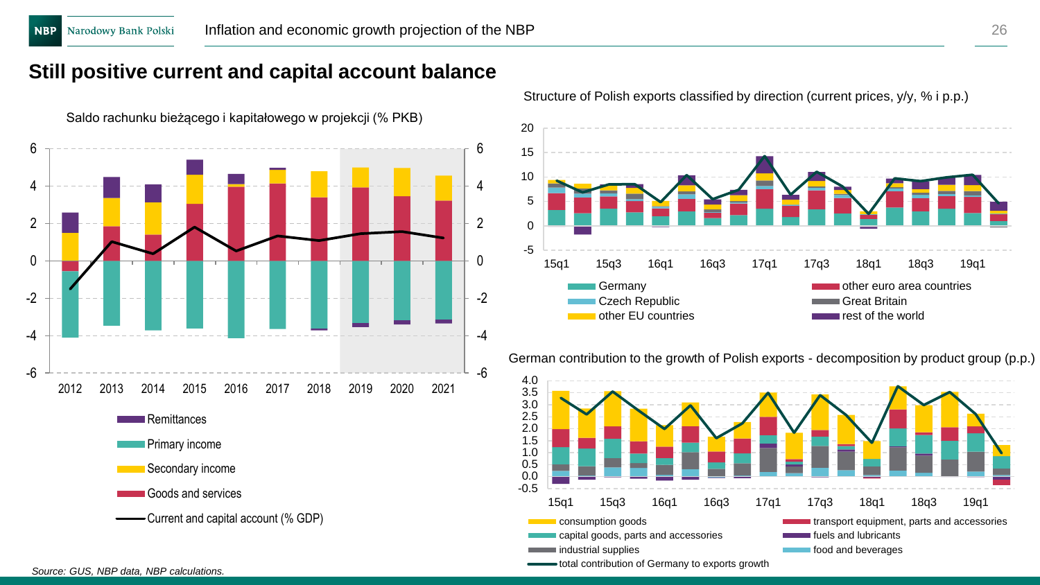## Still positive current and capital account balance

Saldo rachunku bieżącego i kapitałowego w projekcji (% PKB)

6, 4, 2, 0, -2, -4, -6

2012, 2013, 2014, 2015, 2016, 2017, 2018, 2019, 2020, 2021

Remittances
Primary income
Secondary income
Goods and services
Current and capital account (% GDP)

Structure of Polish exports classified by direction (current prices, y/y, % i p.p.)

20, 15, 10, 5, 0, -5

15q1, 15q3, 16q1, 16q3, 17q1, 17q3, 18q1, 18q3, 19q1

Germany
Czech Republic
other EU countries
other euro area countries
Great Britain
rest of the world

German contribution to the growth of Polish exports - decomposition by product group (p.p.)

4.0, 3.5, 3.0, 2.5, 2.0, 1.5, 1.0, 0.5, 0.0, -0.5

15q1, 15q3, 16q1, 16q3, 17q1, 17q3, 18q1, 18q3, 19q1

consumption goods
capital goods, parts and accessories
industrial supplies
total contribution of Germany to exports growth
transport equipment, parts and accessories
fuels and lubricants
food and beverages

*Source: GUS, NBP data, NBP calculations.*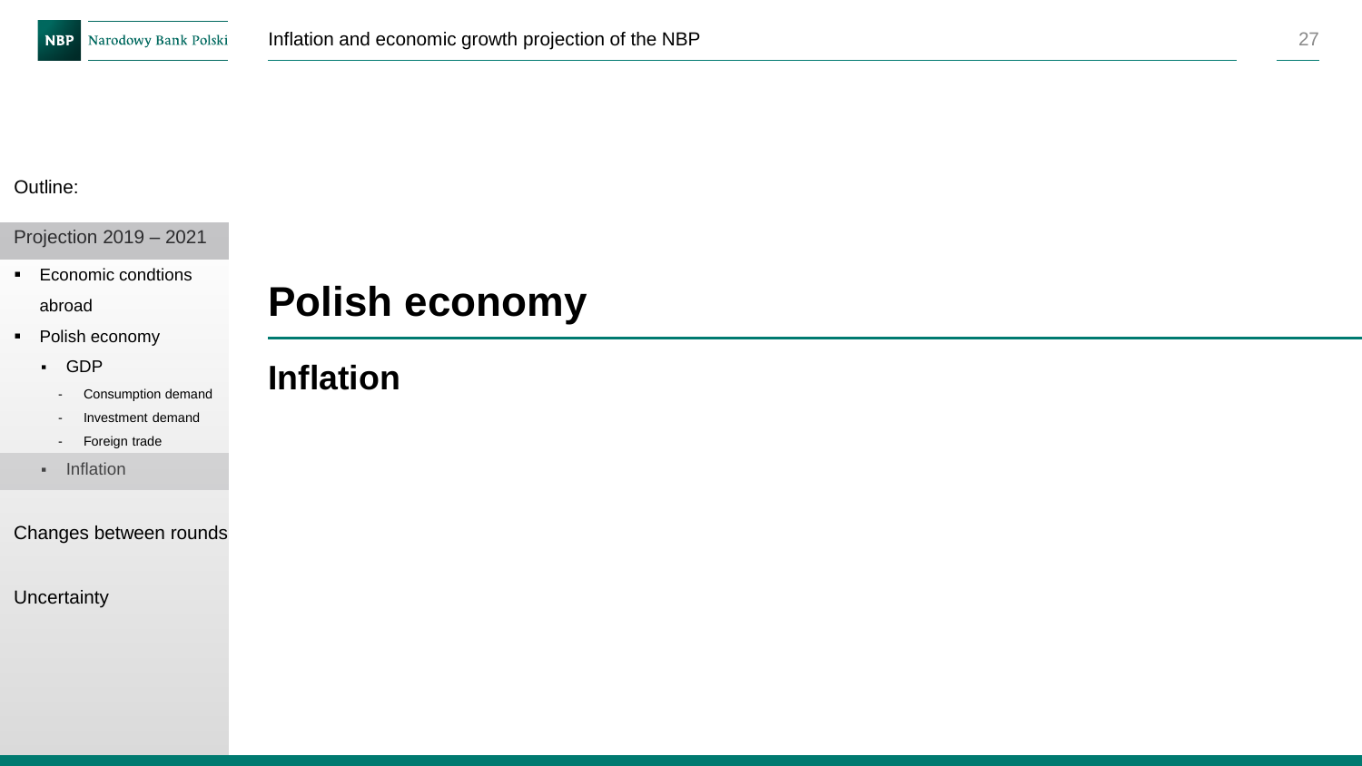Outline:

Projection 2019 – 2021

- Economic condtions abroad
- Polish economy
  - GDP
    - Consumption demand
    - Investment demand
    - Foreign trade
  - Inflation

Changes between rounds

Uncertainty

# Polish economy

## Inflation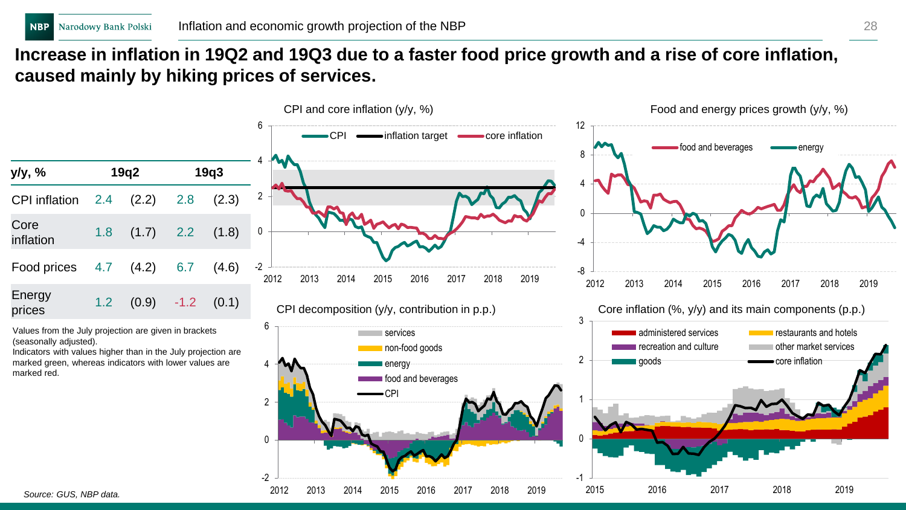# Increase in inflation in 19Q2 and 19Q3 due to a faster food price growth and a rise of core inflation, caused mainly by hiking prices of services.

| y/y, % | 19q2 | | 19q3 | |
|---|---|---|---|---|
| CPI inflation | 2.4 | (2.2) | 2.8 | (2.3) |
| Core inflation | 1.8 | (1.7) | 2.2 | (1.8) |
| Food prices | 4.7 | (4.2) | 6.7 | (4.6) |
| Energy prices | 1.2 | (0.9) | -1.2 | (0.1) |

Values from the July projection are given in brackets (seasonally adjusted).
Indicators with values higher than in the July projection are marked green, whereas indicators with lower values are marked red.

CPI and core inflation (y/y, %)

Food and energy prices growth (y/y, %)

CPI decomposition (y/y, contribution in p.p.)

Core inflation (%, y/y) and its main components (p.p.)

*Source: GUS, NBP data.*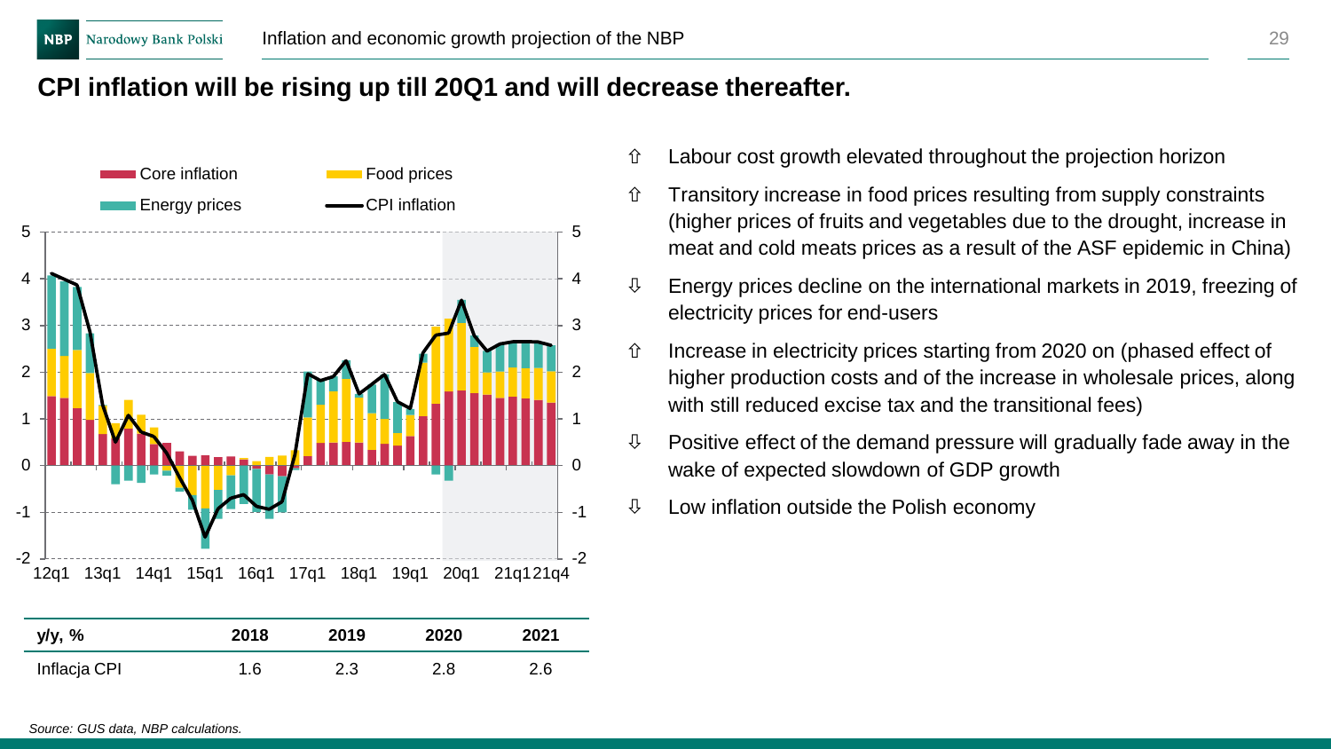## CPI inflation will be rising up till 20Q1 and will decrease thereafter.

| y/y, % | 2018 | 2019 | 2020 | 2021 |
|---|---|---|---|---|
| Inflacja CPI | 1.6 | 2.3 | 2.8 | 2.6 |

- ⇧ Labour cost growth elevated throughout the projection horizon
- ⇧ Transitory increase in food prices resulting from supply constraints (higher prices of fruits and vegetables due to the drought, increase in meat and cold meats prices as a result of the ASF epidemic in China)
- ⇩ Energy prices decline on the international markets in 2019, freezing of electricity prices for end-users
- ⇧ Increase in electricity prices starting from 2020 on (phased effect of higher production costs and of the increase in wholesale prices, along with still reduced excise tax and the transitional fees)
- ⇩ Positive effect of the demand pressure will gradually fade away in the wake of expected slowdown of GDP growth
- ⇩ Low inflation outside the Polish economy

*Source: GUS data, NBP calculations.*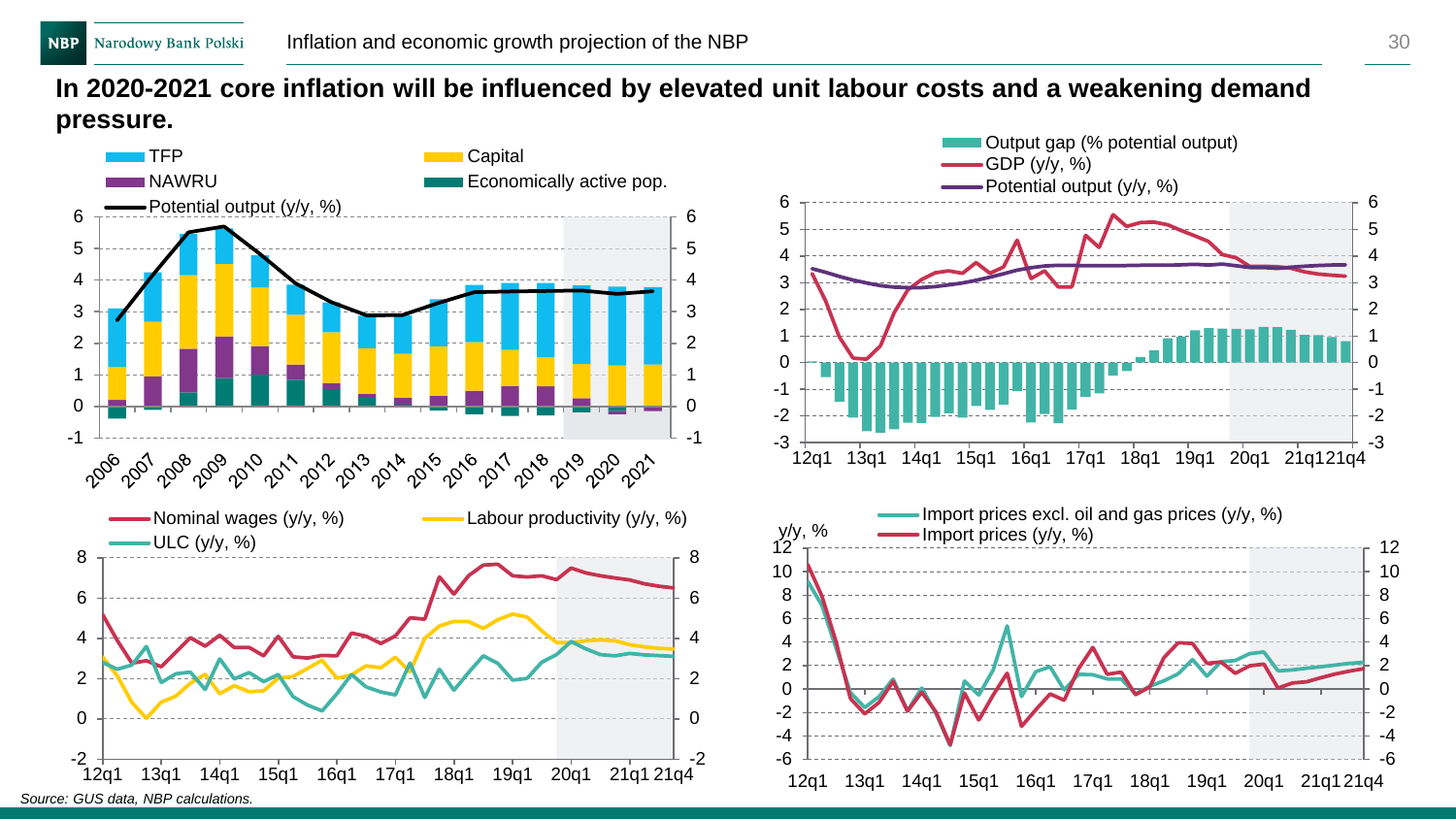# In 2020-2021 core inflation will be influenced by elevated unit labour costs and a weakening demand pressure.

TFP, Capital, NAWRU, Economically active pop., Potential output (y/y, %)

Output gap (% potential output), GDP (y/y, %), Potential output (y/y, %)

Nominal wages (y/y, %), Labour productivity (y/y, %), ULC (y/y, %)

Import prices excl. oil and gas prices (y/y, %), Import prices (y/y, %)

*Source: GUS data, NBP calculations.*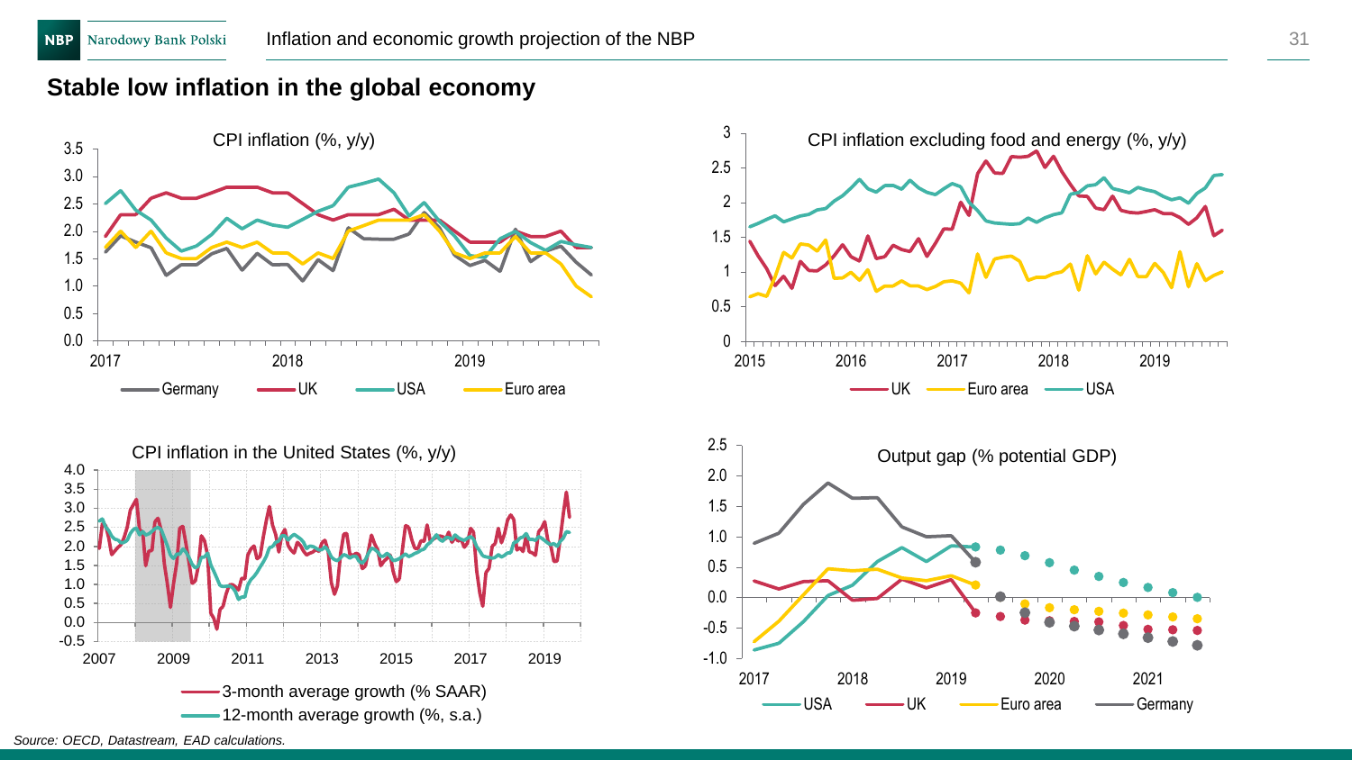## Stable low inflation in the global economy

CPI inflation (%, y/y)

Germany, UK, USA, Euro area

CPI inflation excluding food and energy (%, y/y)

UK, Euro area, USA

CPI inflation in the United States (%, y/y)

3-month average growth (% SAAR)
12-month average growth (%, s.a.)

Output gap (% potential GDP)

USA, UK, Euro area, Germany

*Source: OECD, Datastream, EAD calculations.*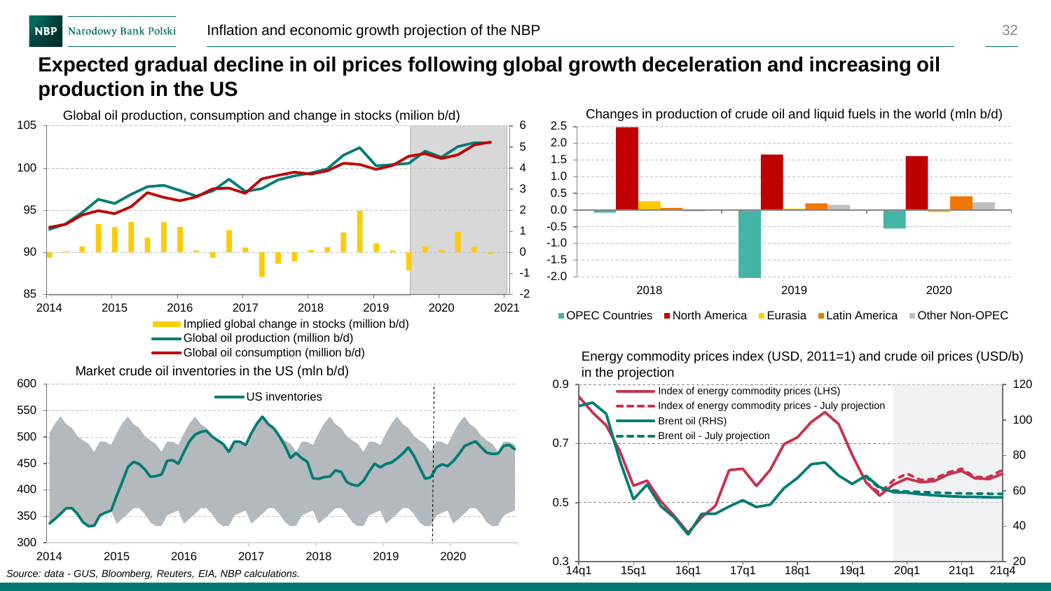# Expected gradual decline in oil prices following global growth deceleration and increasing oil production in the US

Global oil production, consumption and change in stocks (milion b/d)

- Implied global change in stocks (million b/d)
- Global oil production (million b/d)
- Global oil consumption (million b/d)

Changes in production of crude oil and liquid fuels in the world (mln b/d)

- OPEC Countries
- North America
- Eurasia
- Latin America
- Other Non-OPEC

Market crude oil inventories in the US (mln b/d)

- US inventories

Energy commodity prices index (USD, 2011=1) and crude oil prices (USD/b) in the projection

- Index of energy commodity prices (LHS)
- Index of energy commodity prices - July projection
- Brent oil (RHS)
- Brent oil - July projection

*Source: data - GUS, Bloomberg, Reuters, EIA, NBP calculations.*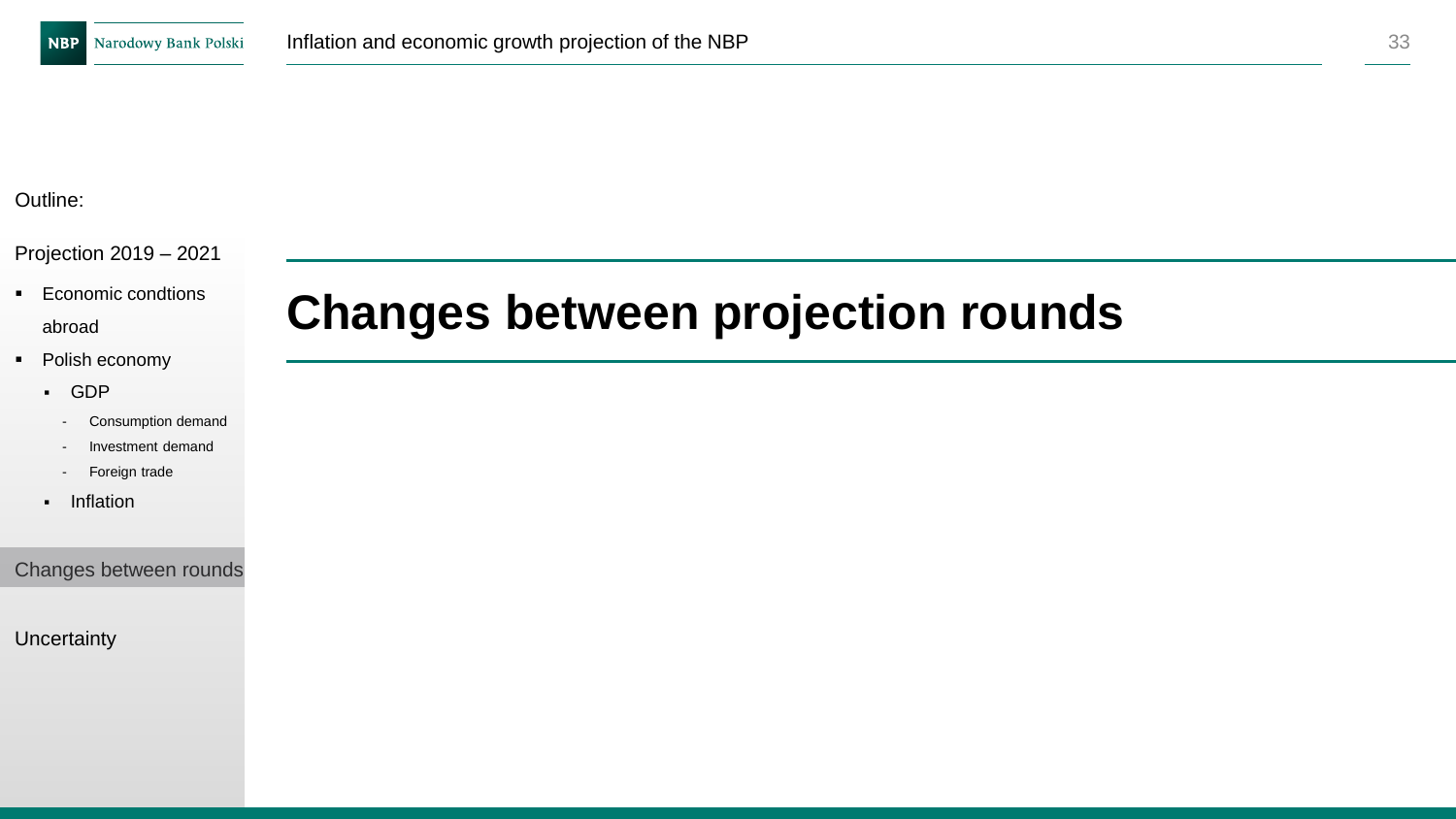Outline:

Projection 2019 – 2021

- Economic condtions abroad
- Polish economy
  - GDP
    - Consumption demand
    - Investment demand
    - Foreign trade
  - Inflation

Changes between rounds

Uncertainty

# Changes between projection rounds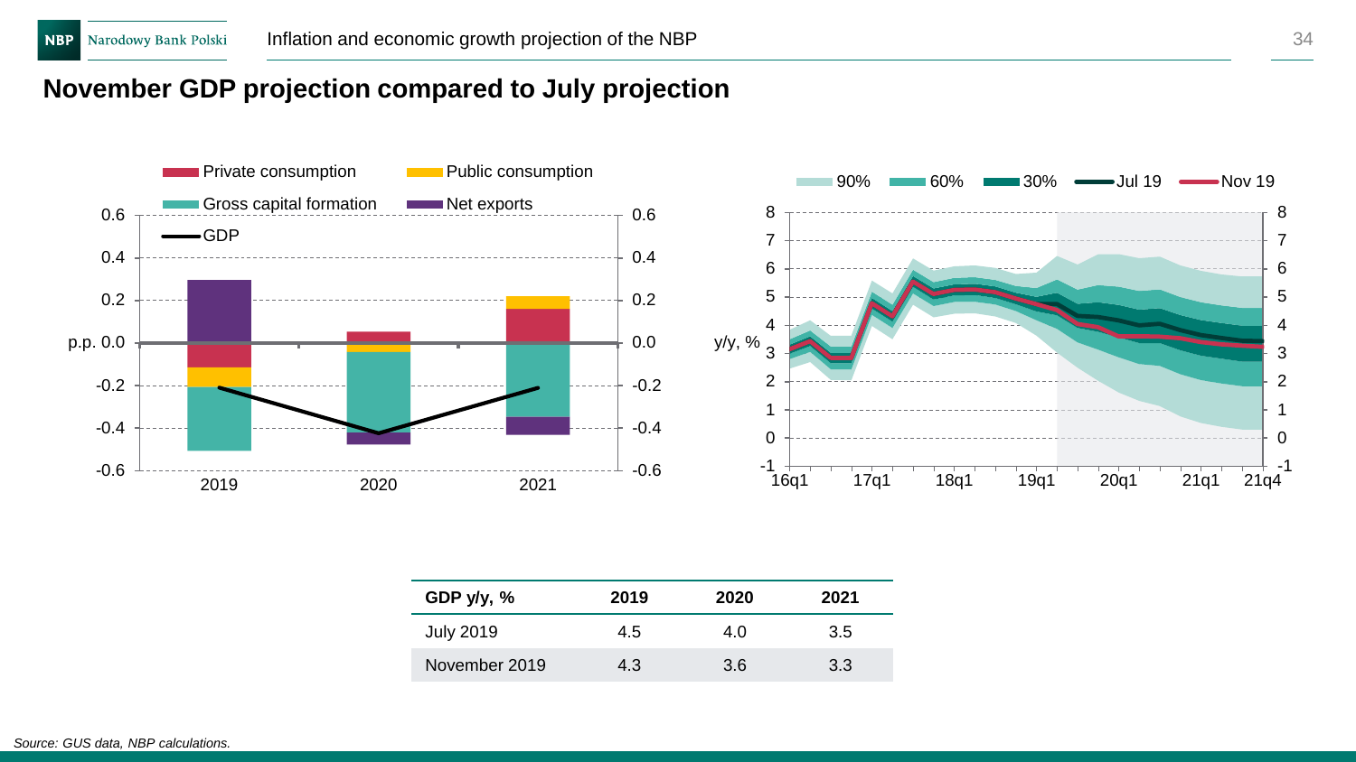## November GDP projection compared to July projection

| GDP y/y, % | 2019 | 2020 | 2021 |
| --- | --- | --- | --- |
| July 2019 | 4.5 | 4.0 | 3.5 |
| November 2019 | 4.3 | 3.6 | 3.3 |

*Source: GUS data, NBP calculations.*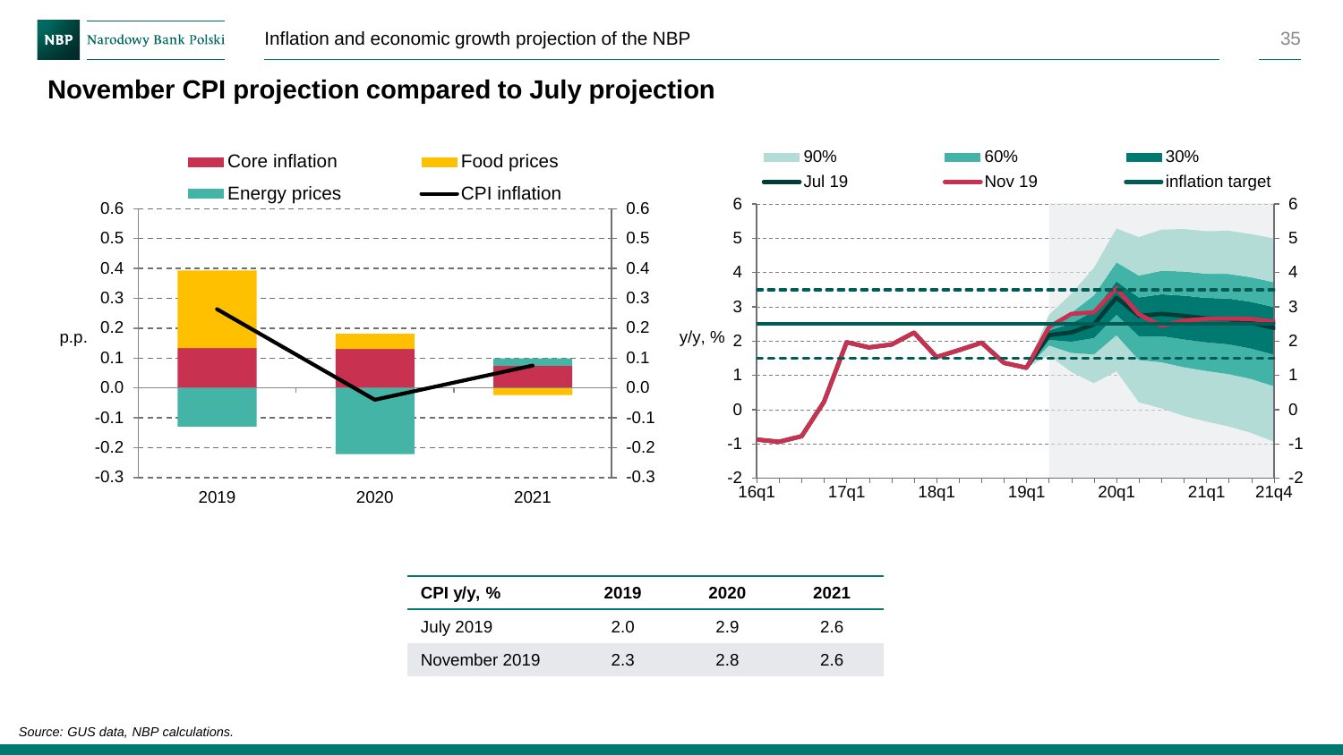## November CPI projection compared to July projection

| CPI y/y, % | 2019 | 2020 | 2021 |
|---|---|---|---|
| July 2019 | 2.0 | 2.9 | 2.6 |
| November 2019 | 2.3 | 2.8 | 2.6 |

*Source: GUS data, NBP calculations.*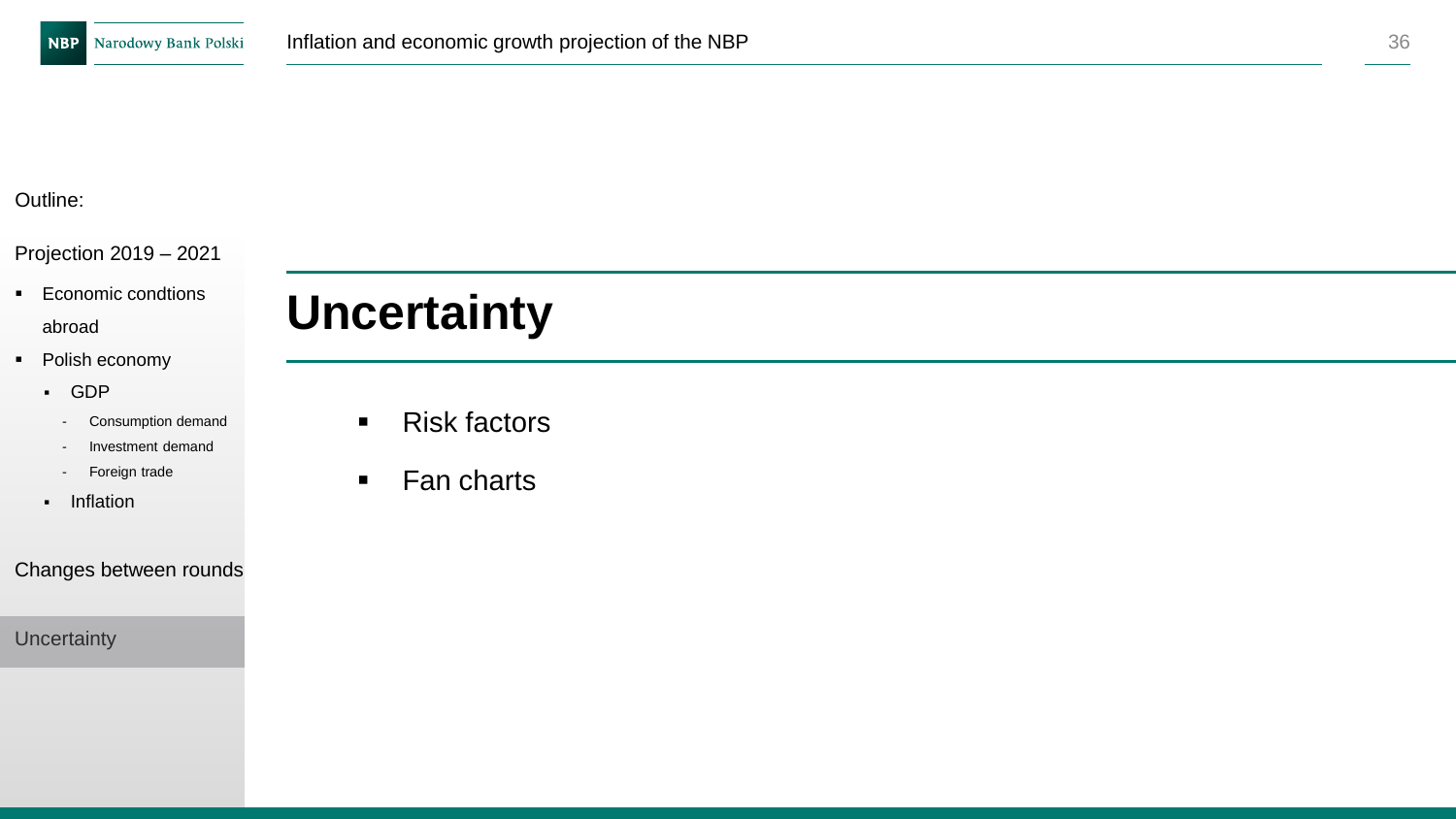Outline:

Projection 2019 – 2021

- Economic condtions abroad
- Polish economy
  - GDP
    - Consumption demand
    - Investment demand
    - Foreign trade
  - Inflation

Changes between rounds

Uncertainty

# Uncertainty

- Risk factors
- Fan charts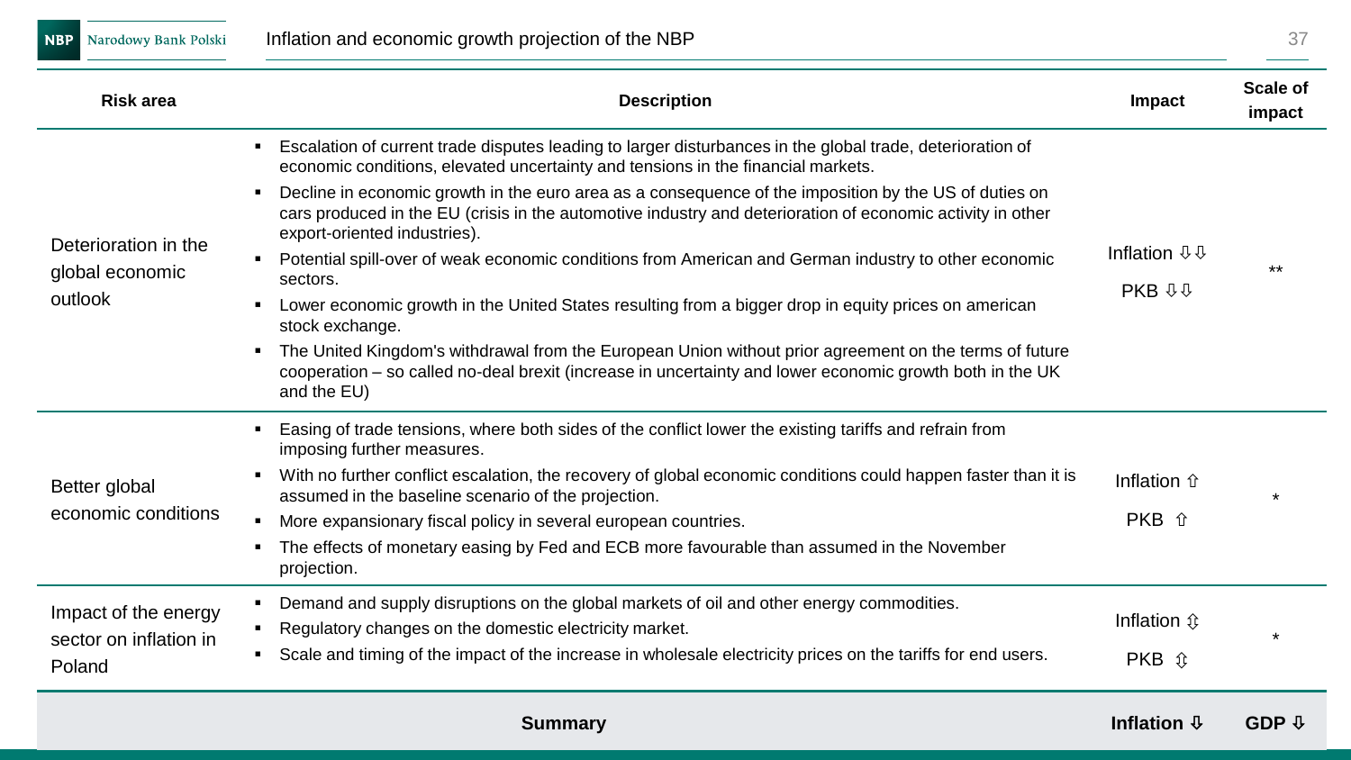| Risk area | Description | Impact | Scale of impact |
|---|---|---|---|
| Deterioration in the global economic outlook | ▪ Escalation of current trade disputes leading to larger disturbances in the global trade, deterioration of economic conditions, elevated uncertainty and tensions in the financial markets.<br>▪ Decline in economic growth in the euro area as a consequence of the imposition by the US of duties on cars produced in the EU (crisis in the automotive industry and deterioration of economic activity in other export-oriented industries).<br>▪ Potential spill-over of weak economic conditions from American and German industry to other economic sectors.<br>▪ Lower economic growth in the United States resulting from a bigger drop in equity prices on american stock exchange.<br>▪ The United Kingdom's withdrawal from the European Union without prior agreement on the terms of future cooperation – so called no-deal brexit (increase in uncertainty and lower economic growth both in the UK and the EU) | Inflation ⇩⇩<br>PKB ⇩⇩ | ** |
| Better global economic conditions | ▪ Easing of trade tensions, where both sides of the conflict lower the existing tariffs and refrain from imposing further measures.<br>▪ With no further conflict escalation, the recovery of global economic conditions could happen faster than it is assumed in the baseline scenario of the projection.<br>▪ More expansionary fiscal policy in several european countries.<br>▪ The effects of monetary easing by Fed and ECB more favourable than assumed in the November projection. | Inflation ⇧<br>PKB ⇧ | * |
| Impact of the energy sector on inflation in Poland | ▪ Demand and supply disruptions on the global markets of oil and other energy commodities.<br>▪ Regulatory changes on the domestic electricity market.<br>▪ Scale and timing of the impact of the increase in wholesale electricity prices on the tariffs for end users. | Inflation ⇳<br>PKB ⇳ | * |
| | **Summary** | **Inflation ⇩** | **GDP ⇩** |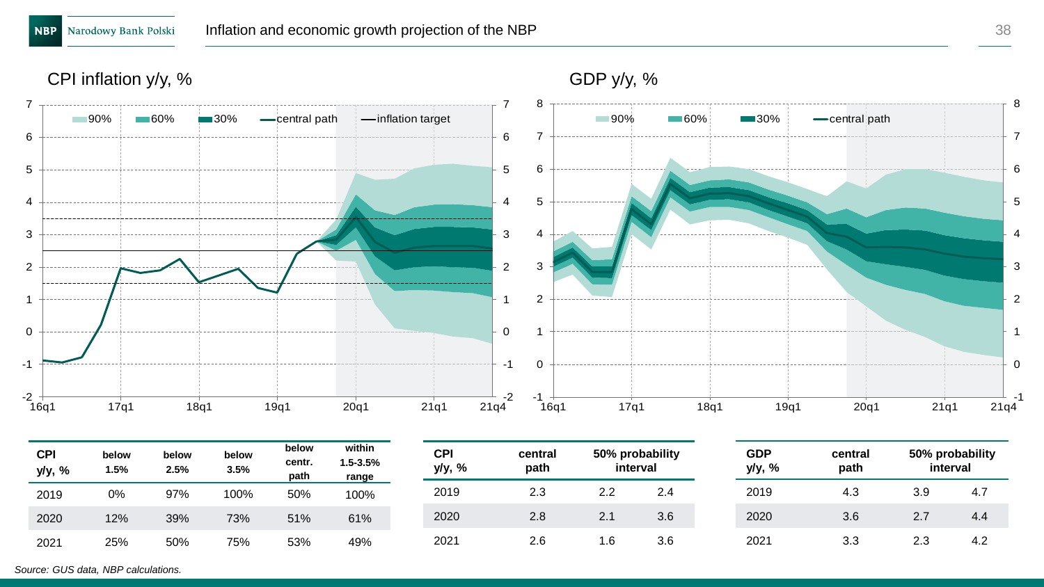# Inflation and economic growth projection of the NBP

## CPI inflation y/y, %

Legend: 90%, 60%, 30%, central path, inflation target

## GDP y/y, %

Legend: 90%, 60%, 30%, central path

| CPI y/y, % | below 1.5% | below 2.5% | below 3.5% | below centr. path | within 1.5-3.5% range |
|---|---|---|---|---|---|
| 2019 | 0% | 97% | 100% | 50% | 100% |
| 2020 | 12% | 39% | 73% | 51% | 61% |
| 2021 | 25% | 50% | 75% | 53% | 49% |

| CPI y/y, % | central path | 50% probability interval | |
|---|---|---|---|
| 2019 | 2.3 | 2.2 | 2.4 |
| 2020 | 2.8 | 2.1 | 3.6 |
| 2021 | 2.6 | 1.6 | 3.6 |

| GDP y/y, % | central path | 50% probability interval | |
|---|---|---|---|
| 2019 | 4.3 | 3.9 | 4.7 |
| 2020 | 3.6 | 2.7 | 4.4 |
| 2021 | 3.3 | 2.3 | 4.2 |

*Source: GUS data, NBP calculations.*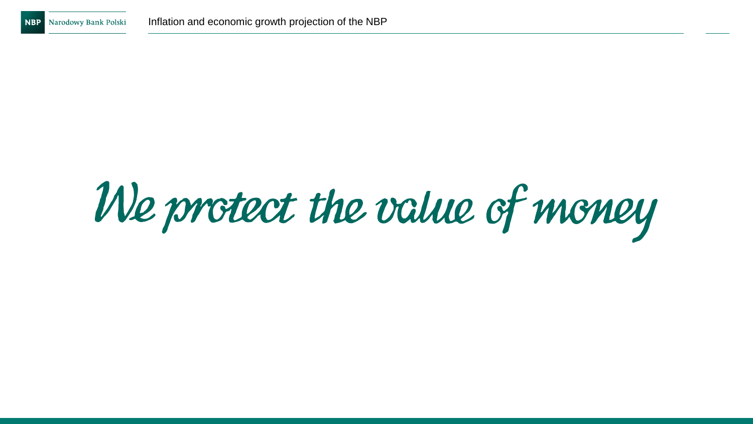*We protect the value of money*